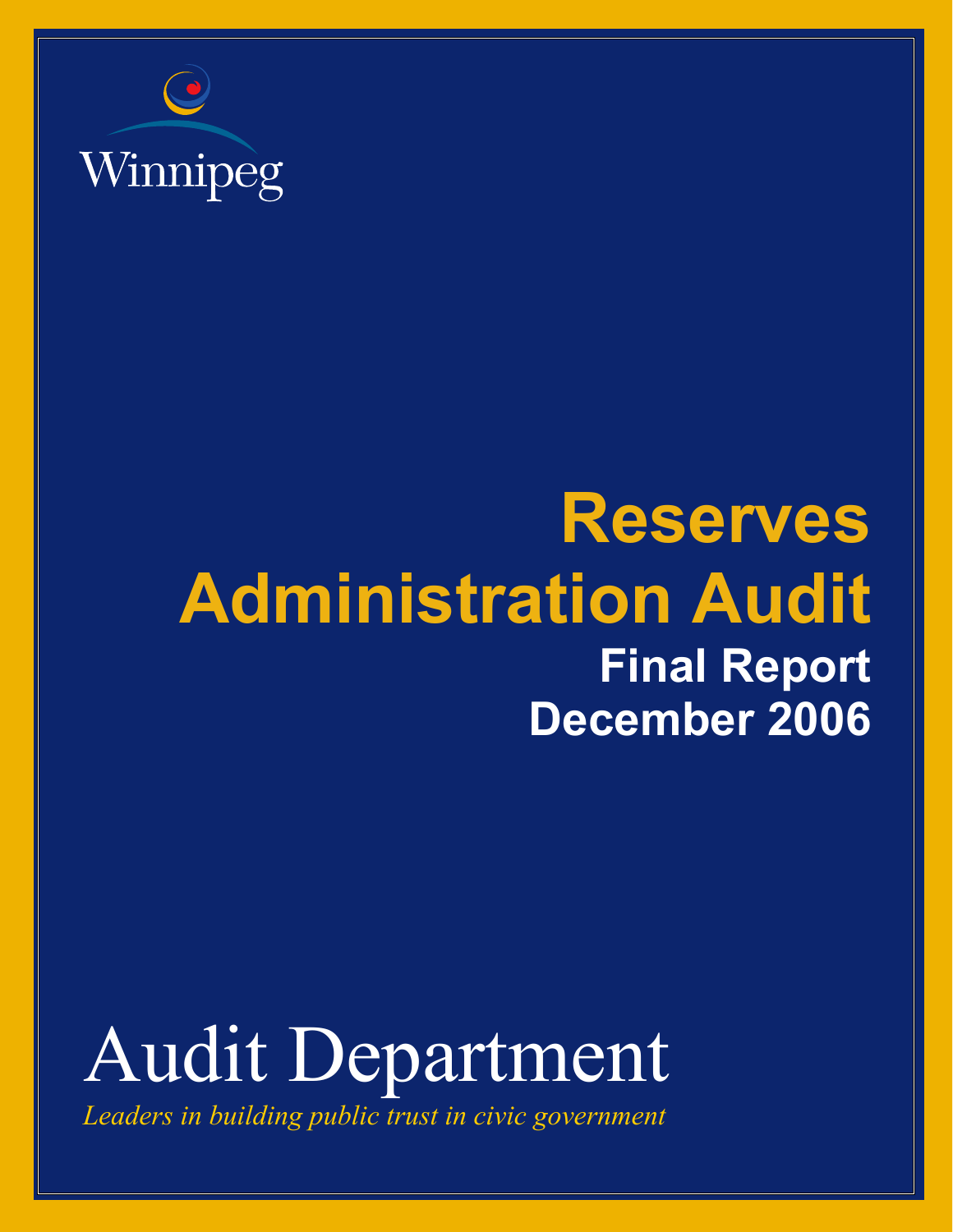Winnipeg

# Reserves Administration Audit

## Final Report

## December 2006

# Audit Department

*Leaders in building public trust in civic government*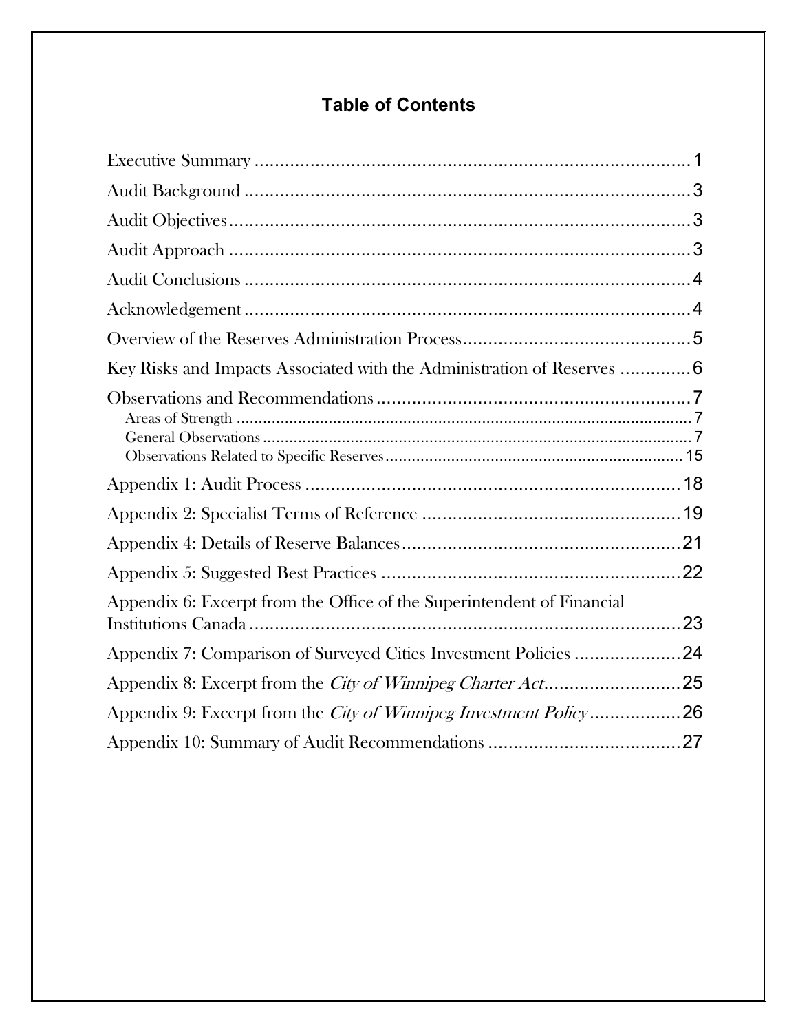## Table of Contents

Executive Summary .......................................................................................1

Audit Background .........................................................................................3

Audit Objectives ............................................................................................3

Audit Approach .............................................................................................3

Audit Conclusions .........................................................................................4

Acknowledgement .........................................................................................4

Overview of the Reserves Administration Process .............................................5

Key Risks and Impacts Associated with the Administration of Reserves ..............6

Observations and Recommendations ...............................................................7

- Areas of Strength .......................................................................................7
- General Observations ..................................................................................7
- Observations Related to Specific Reserves ...................................................15

Appendix 1: Audit Process ...........................................................................18

Appendix 2: Specialist Terms of Reference ....................................................19

Appendix 4: Details of Reserve Balances .......................................................21

Appendix 5: Suggested Best Practices ............................................................22

Appendix 6: Excerpt from the Office of the Superintendent of Financial Institutions Canada .......................................................................................23

Appendix 7: Comparison of Surveyed Cities Investment Policies .....................24

Appendix 8: Excerpt from the *City of Winnipeg Charter Act* ...........................25

Appendix 9: Excerpt from the *City of Winnipeg Investment Policy* ...................26

Appendix 10: Summary of Audit Recommendations .......................................27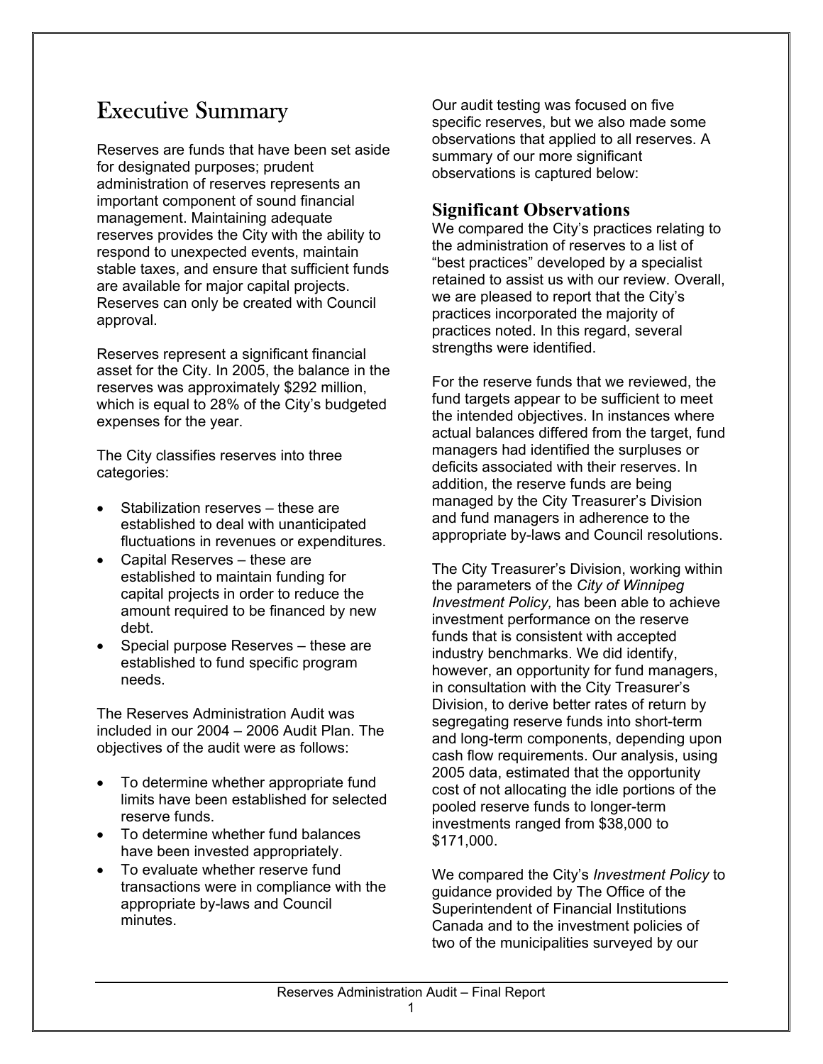# Executive Summary

Reserves are funds that have been set aside for designated purposes; prudent administration of reserves represents an important component of sound financial management. Maintaining adequate reserves provides the City with the ability to respond to unexpected events, maintain stable taxes, and ensure that sufficient funds are available for major capital projects. Reserves can only be created with Council approval.

Reserves represent a significant financial asset for the City. In 2005, the balance in the reserves was approximately $292 million, which is equal to 28% of the City's budgeted expenses for the year.

The City classifies reserves into three categories:

- Stabilization reserves – these are established to deal with unanticipated fluctuations in revenues or expenditures.
- Capital Reserves – these are established to maintain funding for capital projects in order to reduce the amount required to be financed by new debt.
- Special purpose Reserves – these are established to fund specific program needs.

The Reserves Administration Audit was included in our 2004 – 2006 Audit Plan. The objectives of the audit were as follows:

- To determine whether appropriate fund limits have been established for selected reserve funds.
- To determine whether fund balances have been invested appropriately.
- To evaluate whether reserve fund transactions were in compliance with the appropriate by-laws and Council minutes.

Our audit testing was focused on five specific reserves, but we also made some observations that applied to all reserves. A summary of our more significant observations is captured below:

## Significant Observations

We compared the City's practices relating to the administration of reserves to a list of "best practices" developed by a specialist retained to assist us with our review. Overall, we are pleased to report that the City's practices incorporated the majority of practices noted. In this regard, several strengths were identified.

For the reserve funds that we reviewed, the fund targets appear to be sufficient to meet the intended objectives. In instances where actual balances differed from the target, fund managers had identified the surpluses or deficits associated with their reserves. In addition, the reserve funds are being managed by the City Treasurer's Division and fund managers in adherence to the appropriate by-laws and Council resolutions.

The City Treasurer's Division, working within the parameters of the *City of Winnipeg Investment Policy,* has been able to achieve investment performance on the reserve funds that is consistent with accepted industry benchmarks. We did identify, however, an opportunity for fund managers, in consultation with the City Treasurer's Division, to derive better rates of return by segregating reserve funds into short-term and long-term components, depending upon cash flow requirements. Our analysis, using 2005 data, estimated that the opportunity cost of not allocating the idle portions of the pooled reserve funds to longer-term investments ranged from $38,000 to $171,000.

We compared the City's *Investment Policy* to guidance provided by The Office of the Superintendent of Financial Institutions Canada and to the investment policies of two of the municipalities surveyed by our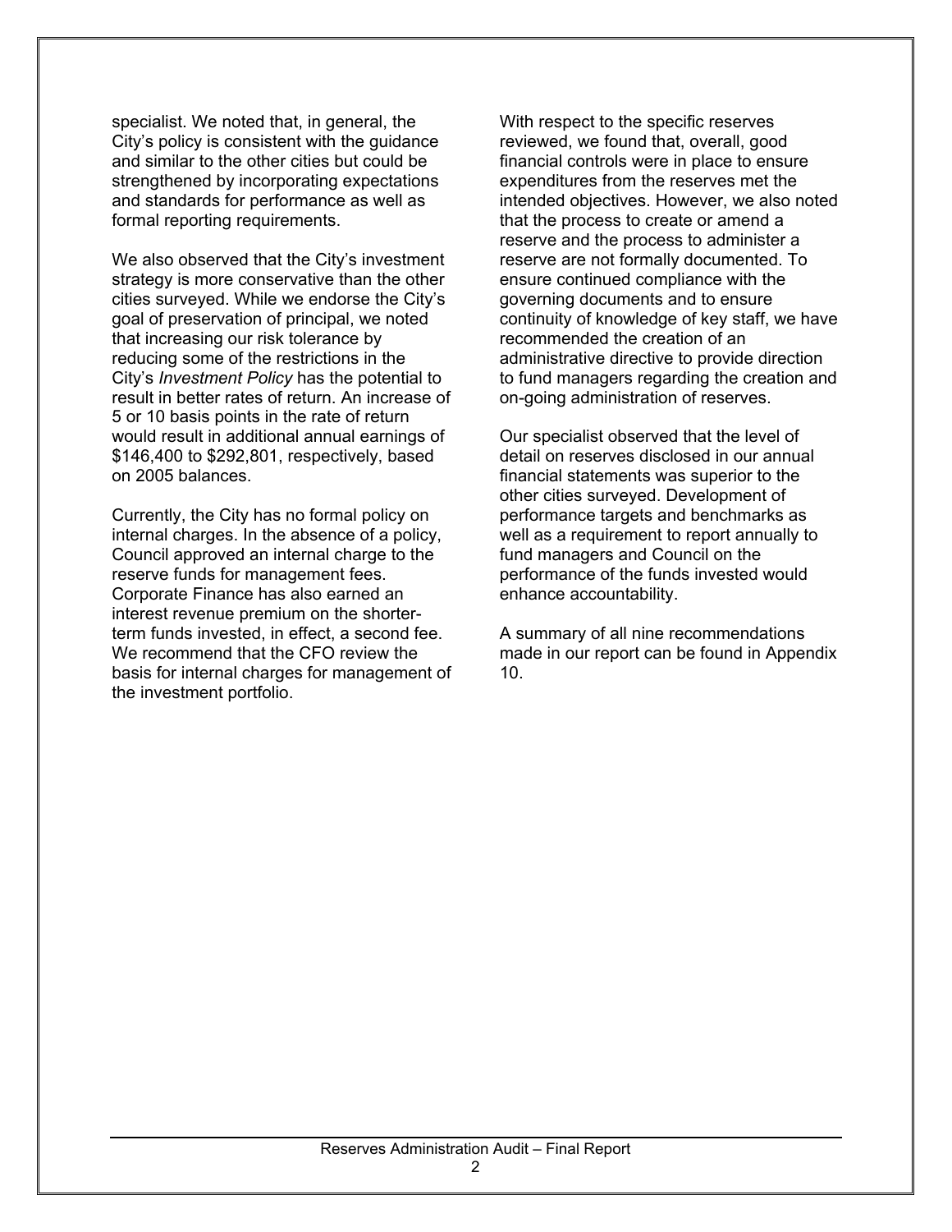specialist. We noted that, in general, the City's policy is consistent with the guidance and similar to the other cities but could be strengthened by incorporating expectations and standards for performance as well as formal reporting requirements.

We also observed that the City's investment strategy is more conservative than the other cities surveyed. While we endorse the City's goal of preservation of principal, we noted that increasing our risk tolerance by reducing some of the restrictions in the City's *Investment Policy* has the potential to result in better rates of return. An increase of 5 or 10 basis points in the rate of return would result in additional annual earnings of $146,400 to $292,801, respectively, based on 2005 balances.

Currently, the City has no formal policy on internal charges. In the absence of a policy, Council approved an internal charge to the reserve funds for management fees. Corporate Finance has also earned an interest revenue premium on the shorter-term funds invested, in effect, a second fee. We recommend that the CFO review the basis for internal charges for management of the investment portfolio.

With respect to the specific reserves reviewed, we found that, overall, good financial controls were in place to ensure expenditures from the reserves met the intended objectives. However, we also noted that the process to create or amend a reserve and the process to administer a reserve are not formally documented. To ensure continued compliance with the governing documents and to ensure continuity of knowledge of key staff, we have recommended the creation of an administrative directive to provide direction to fund managers regarding the creation and on-going administration of reserves.

Our specialist observed that the level of detail on reserves disclosed in our annual financial statements was superior to the other cities surveyed. Development of performance targets and benchmarks as well as a requirement to report annually to fund managers and Council on the performance of the funds invested would enhance accountability.

A summary of all nine recommendations made in our report can be found in Appendix 10.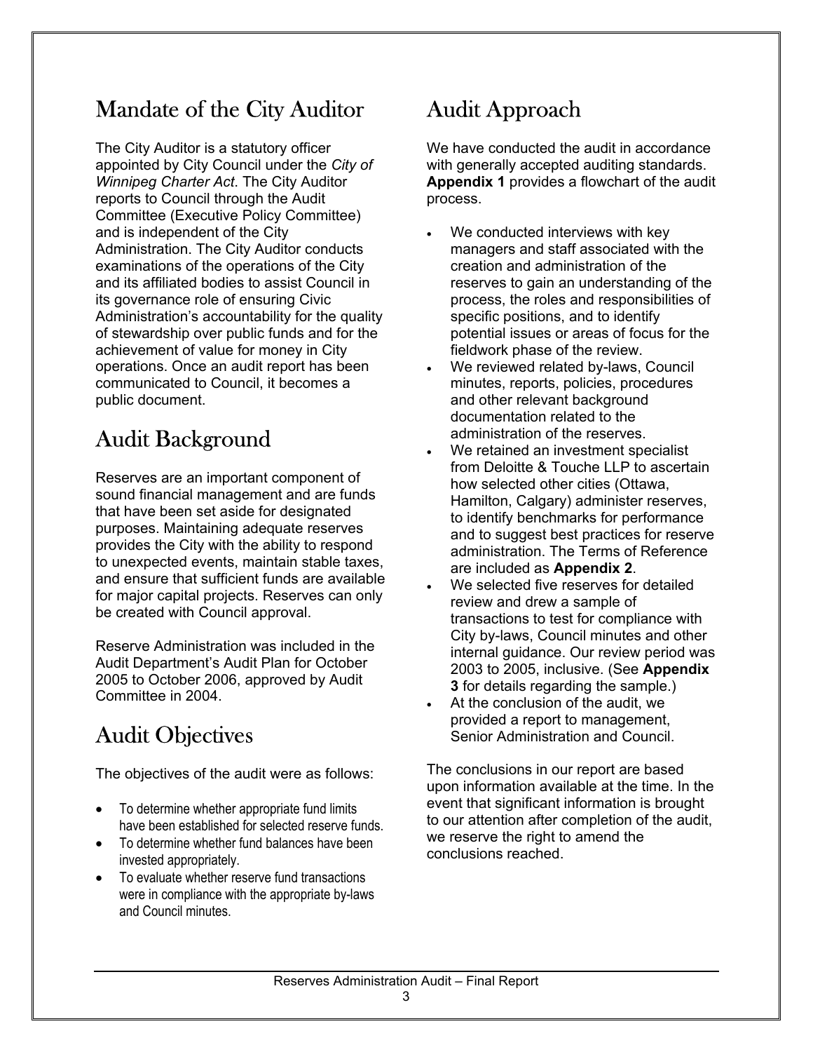## Mandate of the City Auditor

The City Auditor is a statutory officer appointed by City Council under the *City of Winnipeg Charter Act*. The City Auditor reports to Council through the Audit Committee (Executive Policy Committee) and is independent of the City Administration. The City Auditor conducts examinations of the operations of the City and its affiliated bodies to assist Council in its governance role of ensuring Civic Administration's accountability for the quality of stewardship over public funds and for the achievement of value for money in City operations. Once an audit report has been communicated to Council, it becomes a public document.

## Audit Background

Reserves are an important component of sound financial management and are funds that have been set aside for designated purposes. Maintaining adequate reserves provides the City with the ability to respond to unexpected events, maintain stable taxes, and ensure that sufficient funds are available for major capital projects. Reserves can only be created with Council approval.

Reserve Administration was included in the Audit Department's Audit Plan for October 2005 to October 2006, approved by Audit Committee in 2004.

## Audit Objectives

The objectives of the audit were as follows:

- To determine whether appropriate fund limits have been established for selected reserve funds.
- To determine whether fund balances have been invested appropriately.
- To evaluate whether reserve fund transactions were in compliance with the appropriate by-laws and Council minutes.

## Audit Approach

We have conducted the audit in accordance with generally accepted auditing standards. **Appendix 1** provides a flowchart of the audit process.

- We conducted interviews with key managers and staff associated with the creation and administration of the reserves to gain an understanding of the process, the roles and responsibilities of specific positions, and to identify potential issues or areas of focus for the fieldwork phase of the review.
- We reviewed related by-laws, Council minutes, reports, policies, procedures and other relevant background documentation related to the administration of the reserves.
- We retained an investment specialist from Deloitte & Touche LLP to ascertain how selected other cities (Ottawa, Hamilton, Calgary) administer reserves, to identify benchmarks for performance and to suggest best practices for reserve administration. The Terms of Reference are included as **Appendix 2**.
- We selected five reserves for detailed review and drew a sample of transactions to test for compliance with City by-laws, Council minutes and other internal guidance. Our review period was 2003 to 2005, inclusive. (See **Appendix 3** for details regarding the sample.)
- At the conclusion of the audit, we provided a report to management, Senior Administration and Council.

The conclusions in our report are based upon information available at the time. In the event that significant information is brought to our attention after completion of the audit, we reserve the right to amend the conclusions reached.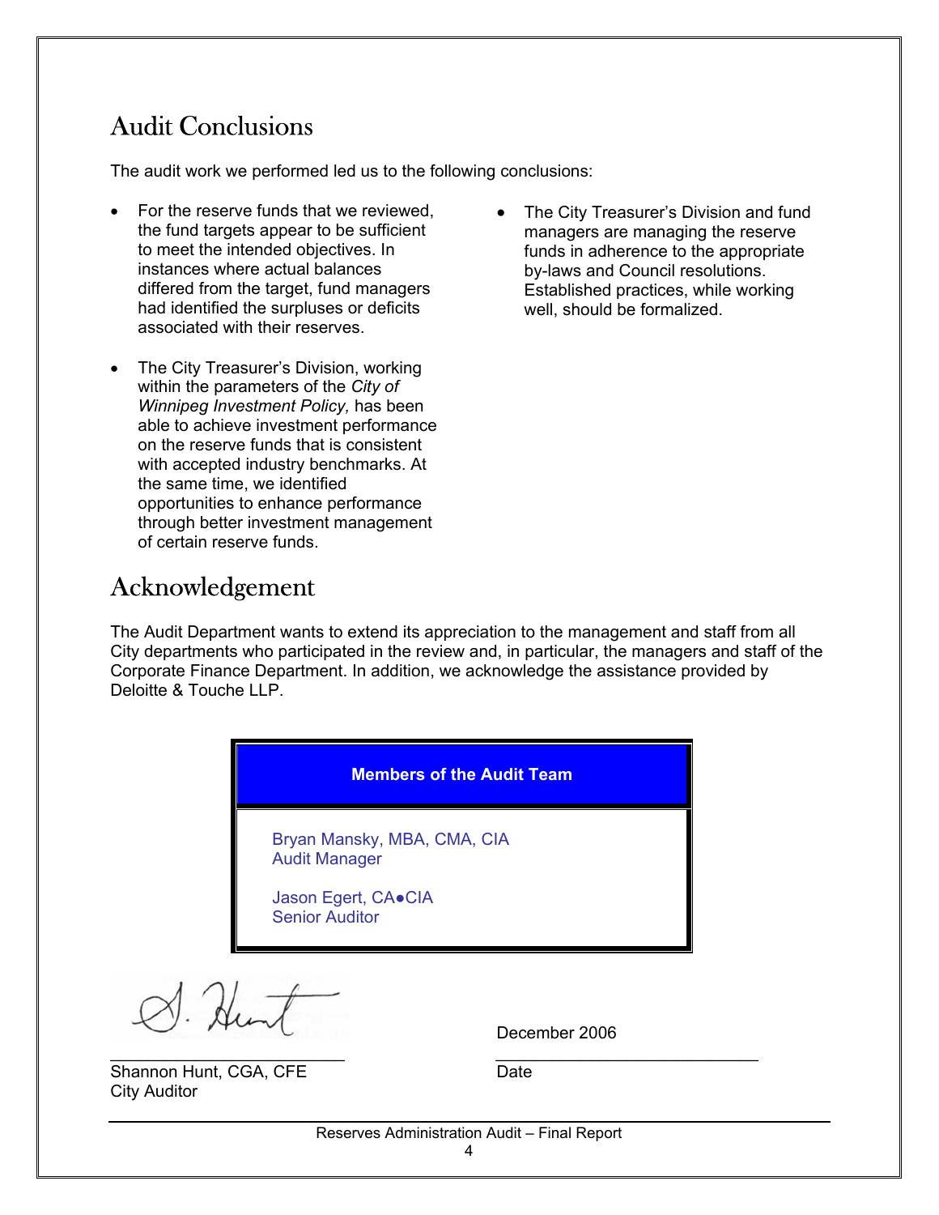## Audit Conclusions

The audit work we performed led us to the following conclusions:

- For the reserve funds that we reviewed, the fund targets appear to be sufficient to meet the intended objectives. In instances where actual balances differed from the target, fund managers had identified the surpluses or deficits associated with their reserves.
- The City Treasurer's Division, working within the parameters of the *City of Winnipeg Investment Policy,* has been able to achieve investment performance on the reserve funds that is consistent with accepted industry benchmarks. At the same time, we identified opportunities to enhance performance through better investment management of certain reserve funds.
- The City Treasurer's Division and fund managers are managing the reserve funds in adherence to the appropriate by-laws and Council resolutions. Established practices, while working well, should be formalized.

## Acknowledgement

The Audit Department wants to extend its appreciation to the management and staff from all City departments who participated in the review and, in particular, the managers and staff of the Corporate Finance Department. In addition, we acknowledge the assistance provided by Deloitte & Touche LLP.

| **Members of the Audit Team** |
| --- |
| Bryan Mansky, MBA, CMA, CIA<br>Audit Manager<br><br>Jason Egert, CA●CIA<br>Senior Auditor |

S. Hunt
_____________________________
Shannon Hunt, CGA, CFE
City Auditor

December 2006
_____________________________
Date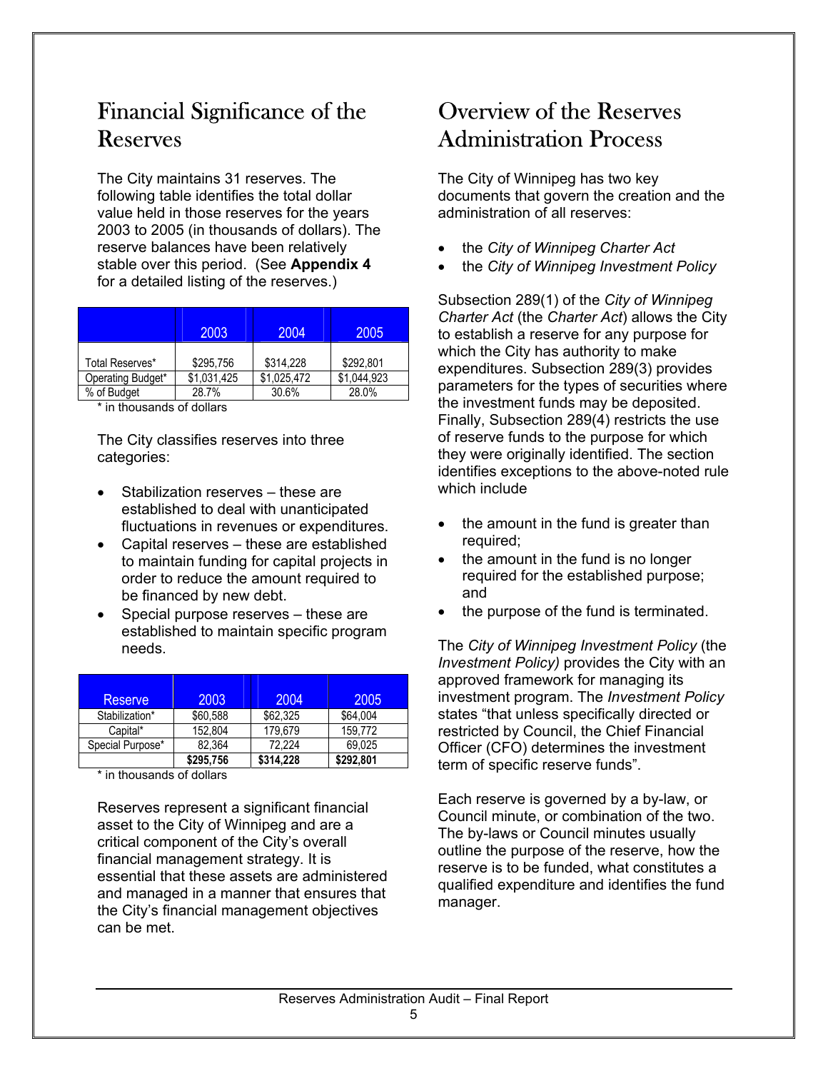## Financial Significance of the Reserves

The City maintains 31 reserves. The following table identifies the total dollar value held in those reserves for the years 2003 to 2005 (in thousands of dollars). The reserve balances have been relatively stable over this period. (See **Appendix 4** for a detailed listing of the reserves.)

| | 2003 | 2004 | 2005 |
|---|---|---|---|
| Total Reserves* | $295,756 | $314,228 | $292,801 |
| Operating Budget* | $1,031,425 | $1,025,472 | $1,044,923 |
| % of Budget | 28.7% | 30.6% | 28.0% |

\* in thousands of dollars

The City classifies reserves into three categories:

- Stabilization reserves – these are established to deal with unanticipated fluctuations in revenues or expenditures.
- Capital reserves – these are established to maintain funding for capital projects in order to reduce the amount required to be financed by new debt.
- Special purpose reserves – these are established to maintain specific program needs.

| Reserve | 2003 | 2004 | 2005 |
|---|---|---|---|
| Stabilization* | $60,588 | $62,325 | $64,004 |
| Capital* | 152,804 | 179,679 | 159,772 |
| Special Purpose* | 82,364 | 72,224 | 69,025 |
| | **$295,756** | **$314,228** | **$292,801** |

\* in thousands of dollars

Reserves represent a significant financial asset to the City of Winnipeg and are a critical component of the City's overall financial management strategy. It is essential that these assets are administered and managed in a manner that ensures that the City's financial management objectives can be met.

## Overview of the Reserves Administration Process

The City of Winnipeg has two key documents that govern the creation and the administration of all reserves:

- the *City of Winnipeg Charter Act*
- the *City of Winnipeg Investment Policy*

Subsection 289(1) of the *City of Winnipeg Charter Act* (the *Charter Act*) allows the City to establish a reserve for any purpose for which the City has authority to make expenditures. Subsection 289(3) provides parameters for the types of securities where the investment funds may be deposited. Finally, Subsection 289(4) restricts the use of reserve funds to the purpose for which they were originally identified. The section identifies exceptions to the above-noted rule which include

- the amount in the fund is greater than required;
- the amount in the fund is no longer required for the established purpose; and
- the purpose of the fund is terminated.

The *City of Winnipeg Investment Policy* (the *Investment Policy)* provides the City with an approved framework for managing its investment program. The *Investment Policy* states "that unless specifically directed or restricted by Council, the Chief Financial Officer (CFO) determines the investment term of specific reserve funds".

Each reserve is governed by a by-law, or Council minute, or combination of the two. The by-laws or Council minutes usually outline the purpose of the reserve, how the reserve is to be funded, what constitutes a qualified expenditure and identifies the fund manager.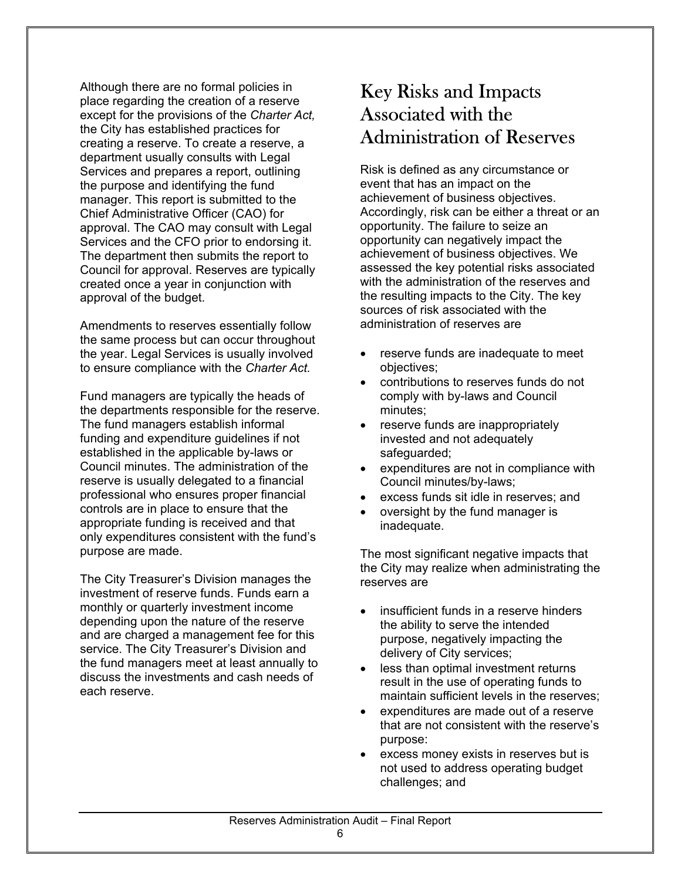Although there are no formal policies in place regarding the creation of a reserve except for the provisions of the *Charter Act,* the City has established practices for creating a reserve. To create a reserve, a department usually consults with Legal Services and prepares a report, outlining the purpose and identifying the fund manager. This report is submitted to the Chief Administrative Officer (CAO) for approval. The CAO may consult with Legal Services and the CFO prior to endorsing it. The department then submits the report to Council for approval. Reserves are typically created once a year in conjunction with approval of the budget.

Amendments to reserves essentially follow the same process but can occur throughout the year. Legal Services is usually involved to ensure compliance with the *Charter Act.*

Fund managers are typically the heads of the departments responsible for the reserve. The fund managers establish informal funding and expenditure guidelines if not established in the applicable by-laws or Council minutes. The administration of the reserve is usually delegated to a financial professional who ensures proper financial controls are in place to ensure that the appropriate funding is received and that only expenditures consistent with the fund's purpose are made.

The City Treasurer's Division manages the investment of reserve funds. Funds earn a monthly or quarterly investment income depending upon the nature of the reserve and are charged a management fee for this service. The City Treasurer's Division and the fund managers meet at least annually to discuss the investments and cash needs of each reserve.

# Key Risks and Impacts Associated with the Administration of Reserves

Risk is defined as any circumstance or event that has an impact on the achievement of business objectives. Accordingly, risk can be either a threat or an opportunity. The failure to seize an opportunity can negatively impact the achievement of business objectives. We assessed the key potential risks associated with the administration of the reserves and the resulting impacts to the City. The key sources of risk associated with the administration of reserves are

- reserve funds are inadequate to meet objectives;
- contributions to reserves funds do not comply with by-laws and Council minutes;
- reserve funds are inappropriately invested and not adequately safeguarded;
- expenditures are not in compliance with Council minutes/by-laws;
- excess funds sit idle in reserves; and
- oversight by the fund manager is inadequate.

The most significant negative impacts that the City may realize when administrating the reserves are

- insufficient funds in a reserve hinders the ability to serve the intended purpose, negatively impacting the delivery of City services;
- less than optimal investment returns result in the use of operating funds to maintain sufficient levels in the reserves;
- expenditures are made out of a reserve that are not consistent with the reserve's purpose:
- excess money exists in reserves but is not used to address operating budget challenges; and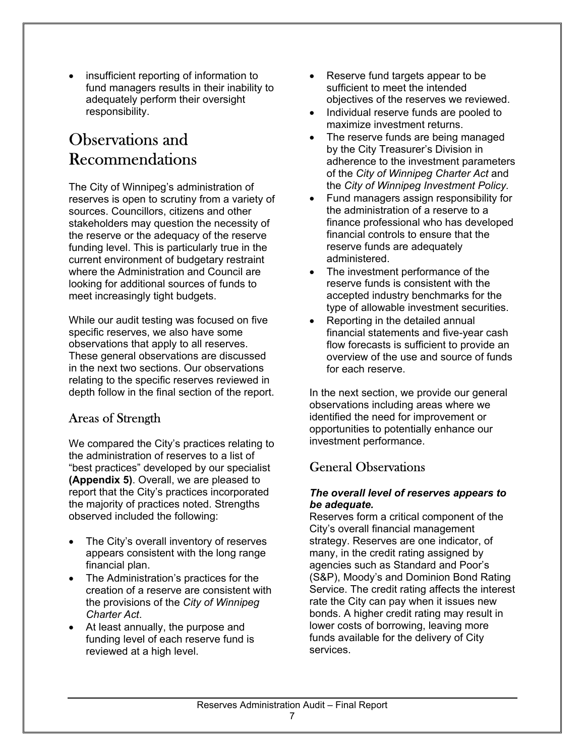- insufficient reporting of information to fund managers results in their inability to adequately perform their oversight responsibility.

# Observations and Recommendations

The City of Winnipeg's administration of reserves is open to scrutiny from a variety of sources. Councillors, citizens and other stakeholders may question the necessity of the reserve or the adequacy of the reserve funding level. This is particularly true in the current environment of budgetary restraint where the Administration and Council are looking for additional sources of funds to meet increasingly tight budgets.

While our audit testing was focused on five specific reserves, we also have some observations that apply to all reserves. These general observations are discussed in the next two sections. Our observations relating to the specific reserves reviewed in depth follow in the final section of the report.

## Areas of Strength

We compared the City's practices relating to the administration of reserves to a list of "best practices" developed by our specialist **(Appendix 5)**. Overall, we are pleased to report that the City's practices incorporated the majority of practices noted. Strengths observed included the following:

- The City's overall inventory of reserves appears consistent with the long range financial plan.
- The Administration's practices for the creation of a reserve are consistent with the provisions of the *City of Winnipeg Charter Act*.
- At least annually, the purpose and funding level of each reserve fund is reviewed at a high level.
- Reserve fund targets appear to be sufficient to meet the intended objectives of the reserves we reviewed.
- Individual reserve funds are pooled to maximize investment returns.
- The reserve funds are being managed by the City Treasurer's Division in adherence to the investment parameters of the *City of Winnipeg Charter Act* and the *City of Winnipeg Investment Policy*.
- Fund managers assign responsibility for the administration of a reserve to a finance professional who has developed financial controls to ensure that the reserve funds are adequately administered.
- The investment performance of the reserve funds is consistent with the accepted industry benchmarks for the type of allowable investment securities.
- Reporting in the detailed annual financial statements and five-year cash flow forecasts is sufficient to provide an overview of the use and source of funds for each reserve.

In the next section, we provide our general observations including areas where we identified the need for improvement or opportunities to potentially enhance our investment performance.

## General Observations

***The overall level of reserves appears to be adequate.***

Reserves form a critical component of the City's overall financial management strategy. Reserves are one indicator, of many, in the credit rating assigned by agencies such as Standard and Poor's (S&P), Moody's and Dominion Bond Rating Service. The credit rating affects the interest rate the City can pay when it issues new bonds. A higher credit rating may result in lower costs of borrowing, leaving more funds available for the delivery of City services.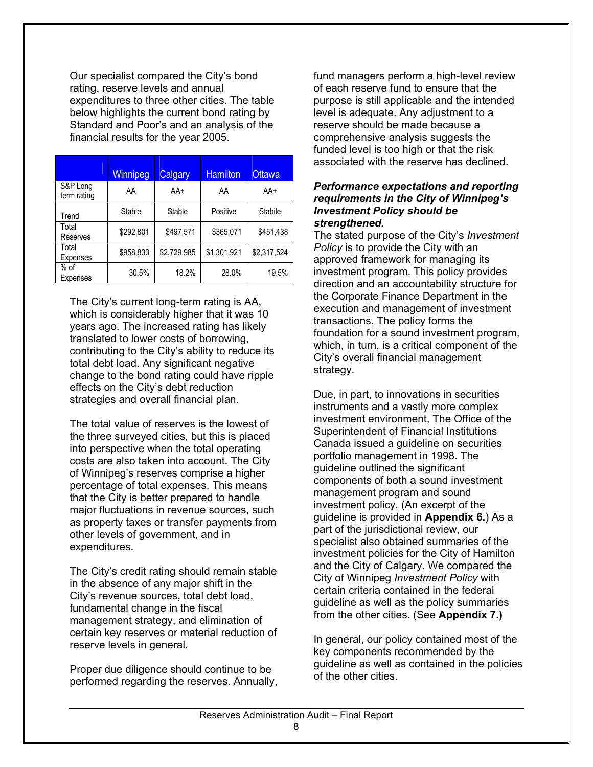Our specialist compared the City's bond rating, reserve levels and annual expenditures to three other cities. The table below highlights the current bond rating by Standard and Poor's and an analysis of the financial results for the year 2005.

| | Winnipeg | Calgary | Hamilton | Ottawa |
|---|---|---|---|---|
| S&P Long term rating | AA | AA+ | AA | AA+ |
| Trend | Stable | Stable | Positive | Stabile |
| Total Reserves | $292,801 | $497,571 | $365,071 | $451,438 |
| Total Expenses | $958,833 | $2,729,985 | $1,301,921 | $2,317,524 |
| % of Expenses | 30.5% | 18.2% | 28.0% | 19.5% |

The City's current long-term rating is AA, which is considerably higher that it was 10 years ago. The increased rating has likely translated to lower costs of borrowing, contributing to the City's ability to reduce its total debt load. Any significant negative change to the bond rating could have ripple effects on the City's debt reduction strategies and overall financial plan.

The total value of reserves is the lowest of the three surveyed cities, but this is placed into perspective when the total operating costs are also taken into account. The City of Winnipeg's reserves comprise a higher percentage of total expenses. This means that the City is better prepared to handle major fluctuations in revenue sources, such as property taxes or transfer payments from other levels of government, and in expenditures.

The City's credit rating should remain stable in the absence of any major shift in the City's revenue sources, total debt load, fundamental change in the fiscal management strategy, and elimination of certain key reserves or material reduction of reserve levels in general.

Proper due diligence should continue to be performed regarding the reserves. Annually, fund managers perform a high-level review of each reserve fund to ensure that the purpose is still applicable and the intended level is adequate. Any adjustment to a reserve should be made because a comprehensive analysis suggests the funded level is too high or that the risk associated with the reserve has declined.

***Performance expectations and reporting requirements in the City of Winnipeg's Investment Policy should be strengthened.***

The stated purpose of the City's *Investment Policy* is to provide the City with an approved framework for managing its investment program. This policy provides direction and an accountability structure for the Corporate Finance Department in the execution and management of investment transactions. The policy forms the foundation for a sound investment program, which, in turn, is a critical component of the City's overall financial management strategy.

Due, in part, to innovations in securities instruments and a vastly more complex investment environment, The Office of the Superintendent of Financial Institutions Canada issued a guideline on securities portfolio management in 1998. The guideline outlined the significant components of both a sound investment management program and sound investment policy. (An excerpt of the guideline is provided in **Appendix 6.**) As a part of the jurisdictional review, our specialist also obtained summaries of the investment policies for the City of Hamilton and the City of Calgary. We compared the City of Winnipeg *Investment Policy* with certain criteria contained in the federal guideline as well as the policy summaries from the other cities. (See **Appendix 7.)**

In general, our policy contained most of the key components recommended by the guideline as well as contained in the policies of the other cities.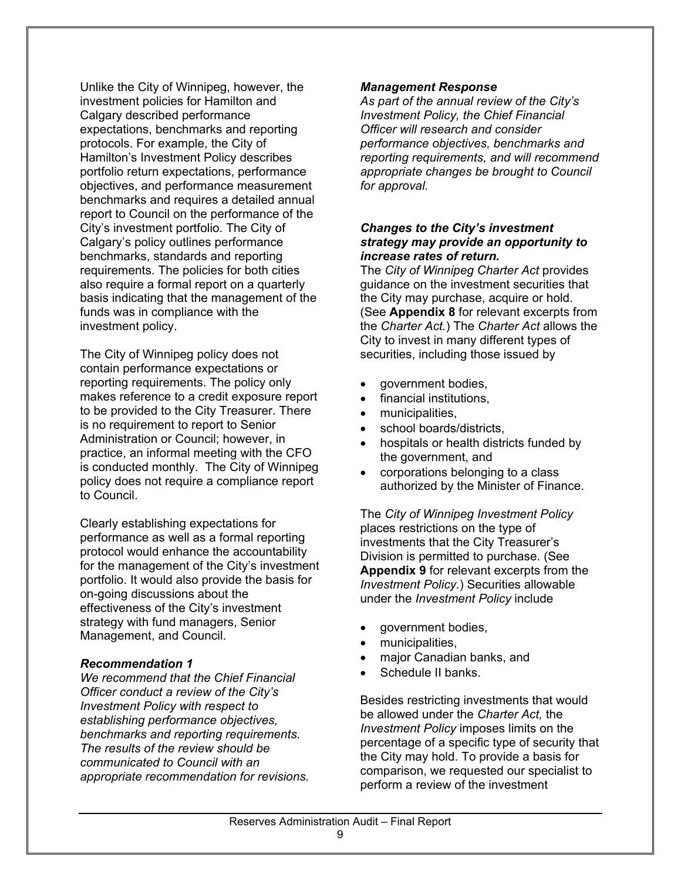Unlike the City of Winnipeg, however, the investment policies for Hamilton and Calgary described performance expectations, benchmarks and reporting protocols. For example, the City of Hamilton's Investment Policy describes portfolio return expectations, performance objectives, and performance measurement benchmarks and requires a detailed annual report to Council on the performance of the City's investment portfolio. The City of Calgary's policy outlines performance benchmarks, standards and reporting requirements. The policies for both cities also require a formal report on a quarterly basis indicating that the management of the funds was in compliance with the investment policy.

The City of Winnipeg policy does not contain performance expectations or reporting requirements. The policy only makes reference to a credit exposure report to be provided to the City Treasurer. There is no requirement to report to Senior Administration or Council; however, in practice, an informal meeting with the CFO is conducted monthly. The City of Winnipeg policy does not require a compliance report to Council.

Clearly establishing expectations for performance as well as a formal reporting protocol would enhance the accountability for the management of the City's investment portfolio. It would also provide the basis for on-going discussions about the effectiveness of the City's investment strategy with fund managers, Senior Management, and Council.

***Recommendation 1***

*We recommend that the Chief Financial Officer conduct a review of the City's Investment Policy with respect to establishing performance objectives, benchmarks and reporting requirements. The results of the review should be communicated to Council with an appropriate recommendation for revisions.*

***Management Response***

*As part of the annual review of the City's Investment Policy, the Chief Financial Officer will research and consider performance objectives, benchmarks and reporting requirements, and will recommend appropriate changes be brought to Council for approval.*

***Changes to the City's investment strategy may provide an opportunity to increase rates of return.***

The *City of Winnipeg Charter Act* provides guidance on the investment securities that the City may purchase, acquire or hold. (See **Appendix 8** for relevant excerpts from the *Charter Act.*) The *Charter Act* allows the City to invest in many different types of securities, including those issued by

- government bodies,
- financial institutions,
- municipalities,
- school boards/districts,
- hospitals or health districts funded by the government, and
- corporations belonging to a class authorized by the Minister of Finance.

The *City of Winnipeg Investment Policy* places restrictions on the type of investments that the City Treasurer's Division is permitted to purchase. (See **Appendix 9** for relevant excerpts from the *Investment Policy.*) Securities allowable under the *Investment Policy* include

- government bodies,
- municipalities,
- major Canadian banks, and
- Schedule II banks.

Besides restricting investments that would be allowed under the *Charter Act,* the *Investment Policy* imposes limits on the percentage of a specific type of security that the City may hold. To provide a basis for comparison, we requested our specialist to perform a review of the investment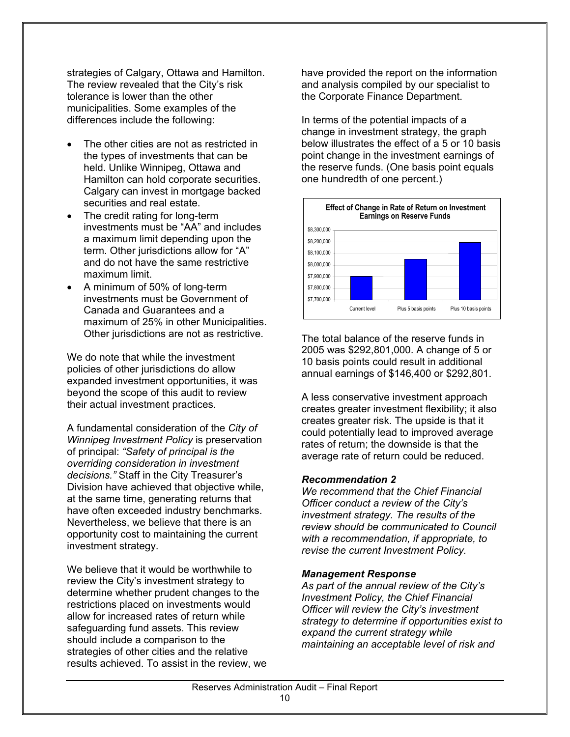strategies of Calgary, Ottawa and Hamilton. The review revealed that the City's risk tolerance is lower than the other municipalities. Some examples of the differences include the following:

- The other cities are not as restricted in the types of investments that can be held. Unlike Winnipeg, Ottawa and Hamilton can hold corporate securities. Calgary can invest in mortgage backed securities and real estate.
- The credit rating for long-term investments must be "AA" and includes a maximum limit depending upon the term. Other jurisdictions allow for "A" and do not have the same restrictive maximum limit.
- A minimum of 50% of long-term investments must be Government of Canada and Guarantees and a maximum of 25% in other Municipalities. Other jurisdictions are not as restrictive.

We do note that while the investment policies of other jurisdictions do allow expanded investment opportunities, it was beyond the scope of this audit to review their actual investment practices.

A fundamental consideration of the *City of Winnipeg Investment Policy* is preservation of principal: *"Safety of principal is the overriding consideration in investment decisions."* Staff in the City Treasurer's Division have achieved that objective while, at the same time, generating returns that have often exceeded industry benchmarks. Nevertheless, we believe that there is an opportunity cost to maintaining the current investment strategy.

We believe that it would be worthwhile to review the City's investment strategy to determine whether prudent changes to the restrictions placed on investments would allow for increased rates of return while safeguarding fund assets. This review should include a comparison to the strategies of other cities and the relative results achieved. To assist in the review, we have provided the report on the information and analysis compiled by our specialist to the Corporate Finance Department.

In terms of the potential impacts of a change in investment strategy, the graph below illustrates the effect of a 5 or 10 basis point change in the investment earnings of the reserve funds. (One basis point equals one hundredth of one percent.)

**Effect of Change in Rate of Return on Investment Earnings on Reserve Funds**

(Bar chart: Current level; Plus 5 basis points; Plus 10 basis points — vertical axis from $7,700,000 to $8,300,000)

The total balance of the reserve funds in 2005 was $292,801,000. A change of 5 or 10 basis points could result in additional annual earnings of $146,400 or $292,801.

A less conservative investment approach creates greater investment flexibility; it also creates greater risk. The upside is that it could potentially lead to improved average rates of return; the downside is that the average rate of return could be reduced.

***Recommendation 2***

*We recommend that the Chief Financial Officer conduct a review of the City's investment strategy. The results of the review should be communicated to Council with a recommendation, if appropriate, to revise the current Investment Policy.*

***Management Response***

*As part of the annual review of the City's Investment Policy, the Chief Financial Officer will review the City's investment strategy to determine if opportunities exist to expand the current strategy while maintaining an acceptable level of risk and*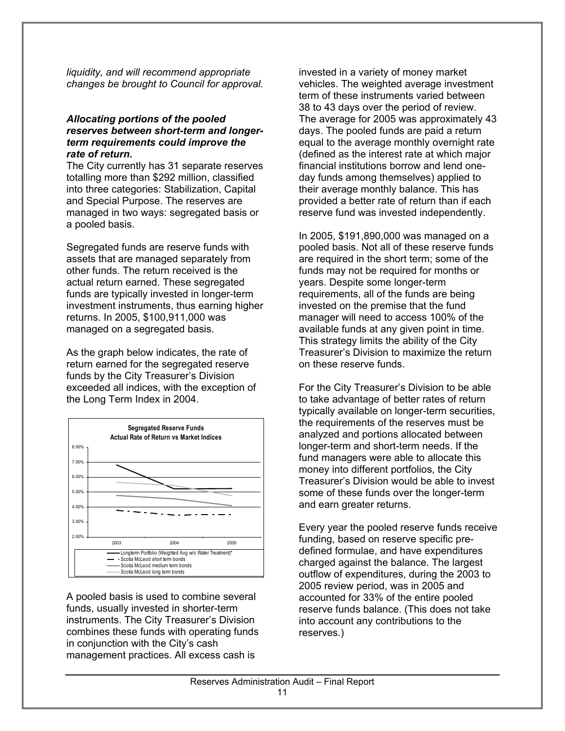*liquidity, and will recommend appropriate changes be brought to Council for approval.*

***Allocating portions of the pooled reserves between short-term and longer-term requirements could improve the rate of return.***

The City currently has 31 separate reserves totalling more than $292 million, classified into three categories: Stabilization, Capital and Special Purpose. The reserves are managed in two ways: segregated basis or a pooled basis.

Segregated funds are reserve funds with assets that are managed separately from other funds. The return received is the actual return earned. These segregated funds are typically invested in longer-term investment instruments, thus earning higher returns. In 2005, $100,911,000 was managed on a segregated basis.

As the graph below indicates, the rate of return earned for the segregated reserve funds by the City Treasurer's Division exceeded all indices, with the exception of the Long Term Index in 2004.

**Segregated Reserve Funds**
**Actual Rate of Return vs Market Indices**

- Longterm Portfolio (Weighted Avg w/o Water Treatment)*
- Scotia McLeod short term bonds
- Scotia McLeod medium term bonds
- Scotia McLeod long term bonds

A pooled basis is used to combine several funds, usually invested in shorter-term instruments. The City Treasurer's Division combines these funds with operating funds in conjunction with the City's cash management practices. All excess cash is invested in a variety of money market vehicles. The weighted average investment term of these instruments varied between 38 to 43 days over the period of review. The average for 2005 was approximately 43 days. The pooled funds are paid a return equal to the average monthly overnight rate (defined as the interest rate at which major financial institutions borrow and lend one-day funds among themselves) applied to their average monthly balance. This has provided a better rate of return than if each reserve fund was invested independently.

In 2005, $191,890,000 was managed on a pooled basis. Not all of these reserve funds are required in the short term; some of the funds may not be required for months or years. Despite some longer-term requirements, all of the funds are being invested on the premise that the fund manager will need to access 100% of the available funds at any given point in time. This strategy limits the ability of the City Treasurer's Division to maximize the return on these reserve funds.

For the City Treasurer's Division to be able to take advantage of better rates of return typically available on longer-term securities, the requirements of the reserves must be analyzed and portions allocated between longer-term and short-term needs. If the fund managers were able to allocate this money into different portfolios, the City Treasurer's Division would be able to invest some of these funds over the longer-term and earn greater returns.

Every year the pooled reserve funds receive funding, based on reserve specific pre-defined formulae, and have expenditures charged against the balance. The largest outflow of expenditures, during the 2003 to 2005 review period, was in 2005 and accounted for 33% of the entire pooled reserve funds balance. (This does not take into account any contributions to the reserves.)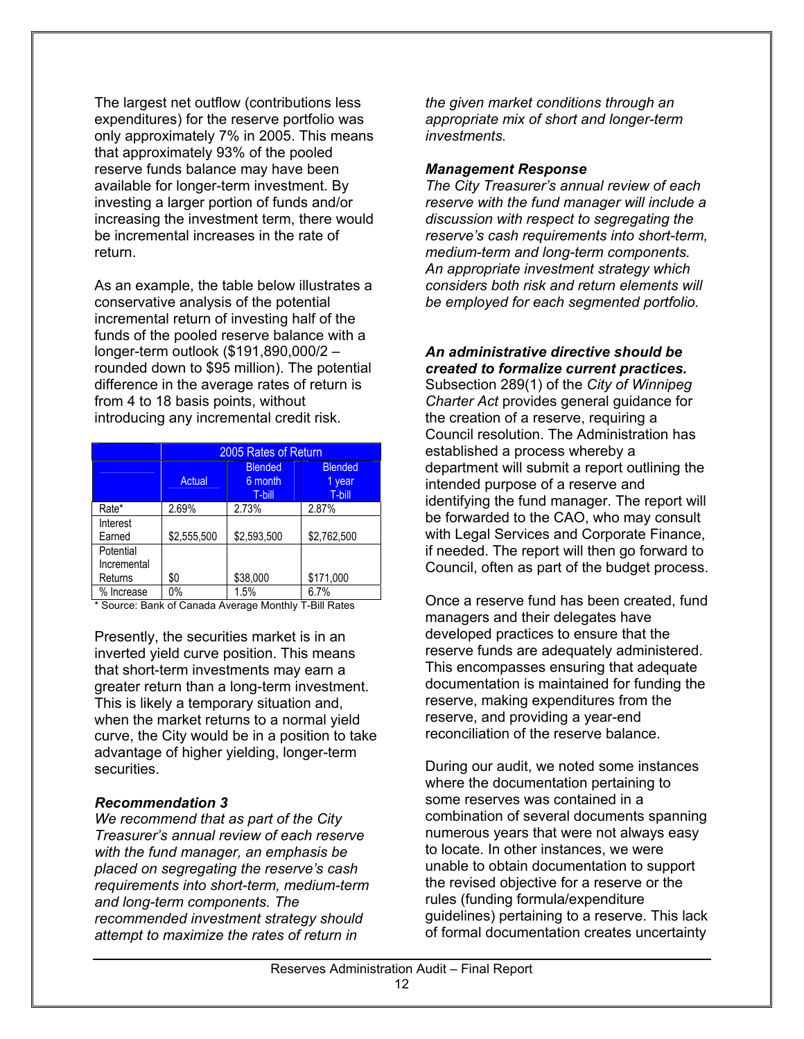The largest net outflow (contributions less expenditures) for the reserve portfolio was only approximately 7% in 2005. This means that approximately 93% of the pooled reserve funds balance may have been available for longer-term investment. By investing a larger portion of funds and/or increasing the investment term, there would be incremental increases in the rate of return.

As an example, the table below illustrates a conservative analysis of the potential incremental return of investing half of the funds of the pooled reserve balance with a longer-term outlook ($191,890,000/2 – rounded down to $95 million). The potential difference in the average rates of return is from 4 to 18 basis points, without introducing any incremental credit risk.

| | 2005 Rates of Return | | |
|---|---|---|---|
| | Actual | Blended 6 month T-bill | Blended 1 year T-bill |
| Rate* | 2.69% | 2.73% | 2.87% |
| Interest Earned | $2,555,500 | $2,593,500 | $2,762,500 |
| Potential Incremental Returns | $0 | $38,000 | $171,000 |
| % Increase | 0% | 1.5% | 6.7% |

\* Source: Bank of Canada Average Monthly T-Bill Rates

Presently, the securities market is in an inverted yield curve position. This means that short-term investments may earn a greater return than a long-term investment. This is likely a temporary situation and, when the market returns to a normal yield curve, the City would be in a position to take advantage of higher yielding, longer-term securities.

***Recommendation 3***

*We recommend that as part of the City Treasurer's annual review of each reserve with the fund manager, an emphasis be placed on segregating the reserve's cash requirements into short-term, medium-term and long-term components. The recommended investment strategy should attempt to maximize the rates of return in the given market conditions through an appropriate mix of short and longer-term investments.*

***Management Response***

*The City Treasurer's annual review of each reserve with the fund manager will include a discussion with respect to segregating the reserve's cash requirements into short-term, medium-term and long-term components. An appropriate investment strategy which considers both risk and return elements will be employed for each segmented portfolio.*

***An administrative directive should be created to formalize current practices.***

Subsection 289(1) of the *City of Winnipeg Charter Act* provides general guidance for the creation of a reserve, requiring a Council resolution. The Administration has established a process whereby a department will submit a report outlining the intended purpose of a reserve and identifying the fund manager. The report will be forwarded to the CAO, who may consult with Legal Services and Corporate Finance, if needed. The report will then go forward to Council, often as part of the budget process.

Once a reserve fund has been created, fund managers and their delegates have developed practices to ensure that the reserve funds are adequately administered. This encompasses ensuring that adequate documentation is maintained for funding the reserve, making expenditures from the reserve, and providing a year-end reconciliation of the reserve balance.

During our audit, we noted some instances where the documentation pertaining to some reserves was contained in a combination of several documents spanning numerous years that were not always easy to locate. In other instances, we were unable to obtain documentation to support the revised objective for a reserve or the rules (funding formula/expenditure guidelines) pertaining to a reserve. This lack of formal documentation creates uncertainty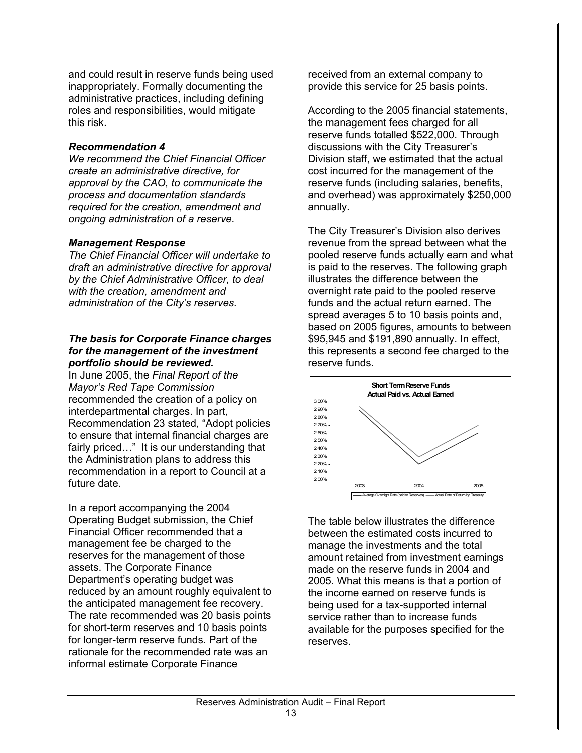and could result in reserve funds being used inappropriately. Formally documenting the administrative practices, including defining roles and responsibilities, would mitigate this risk.

***Recommendation 4***
*We recommend the Chief Financial Officer create an administrative directive, for approval by the CAO, to communicate the process and documentation standards required for the creation, amendment and ongoing administration of a reserve.*

***Management Response***
*The Chief Financial Officer will undertake to draft an administrative directive for approval by the Chief Administrative Officer, to deal with the creation, amendment and administration of the City's reserves.*

***The basis for Corporate Finance charges for the management of the investment portfolio should be reviewed.***

In June 2005, the *Final Report of the Mayor's Red Tape Commission* recommended the creation of a policy on interdepartmental charges. In part, Recommendation 23 stated, "Adopt policies to ensure that internal financial charges are fairly priced…" It is our understanding that the Administration plans to address this recommendation in a report to Council at a future date.

In a report accompanying the 2004 Operating Budget submission, the Chief Financial Officer recommended that a management fee be charged to the reserves for the management of those assets. The Corporate Finance Department's operating budget was reduced by an amount roughly equivalent to the anticipated management fee recovery. The rate recommended was 20 basis points for short-term reserves and 10 basis points for longer-term reserve funds. Part of the rationale for the recommended rate was an informal estimate Corporate Finance received from an external company to provide this service for 25 basis points.

According to the 2005 financial statements, the management fees charged for all reserve funds totalled $522,000. Through discussions with the City Treasurer's Division staff, we estimated that the actual cost incurred for the management of the reserve funds (including salaries, benefits, and overhead) was approximately $250,000 annually.

The City Treasurer's Division also derives revenue from the spread between what the pooled reserve funds actually earn and what is paid to the reserves. The following graph illustrates the difference between the overnight rate paid to the pooled reserve funds and the actual return earned. The spread averages 5 to 10 basis points and, based on 2005 figures, amounts to between $95,945 and $191,890 annually. In effect, this represents a second fee charged to the reserve funds.

**Short Term Reserve Funds**
**Actual Paid vs. Actual Earned**

(Chart: 2003, 2004, 2005; y-axis 2.00% to 3.00%; series: Average Overnight Rate (paid to Reserves), Actual Rate of Return by Treasury)

The table below illustrates the difference between the estimated costs incurred to manage the investments and the total amount retained from investment earnings made on the reserve funds in 2004 and 2005. What this means is that a portion of the income earned on reserve funds is being used for a tax-supported internal service rather than to increase funds available for the purposes specified for the reserves.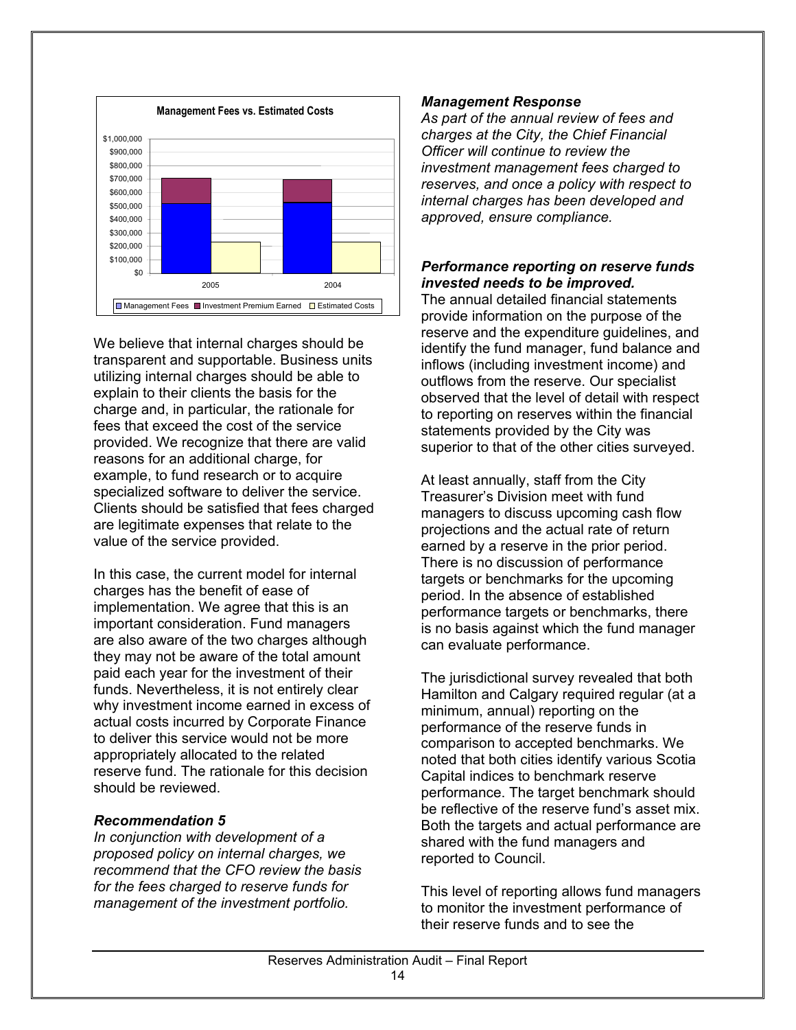**Management Fees vs. Estimated Costs**

We believe that internal charges should be transparent and supportable. Business units utilizing internal charges should be able to explain to their clients the basis for the charge and, in particular, the rationale for fees that exceed the cost of the service provided. We recognize that there are valid reasons for an additional charge, for example, to fund research or to acquire specialized software to deliver the service. Clients should be satisfied that fees charged are legitimate expenses that relate to the value of the service provided.

In this case, the current model for internal charges has the benefit of ease of implementation. We agree that this is an important consideration. Fund managers are also aware of the two charges although they may not be aware of the total amount paid each year for the investment of their funds. Nevertheless, it is not entirely clear why investment income earned in excess of actual costs incurred by Corporate Finance to deliver this service would not be more appropriately allocated to the related reserve fund. The rationale for this decision should be reviewed.

***Recommendation 5***

*In conjunction with development of a proposed policy on internal charges, we recommend that the CFO review the basis for the fees charged to reserve funds for management of the investment portfolio.*

***Management Response***

*As part of the annual review of fees and charges at the City, the Chief Financial Officer will continue to review the investment management fees charged to reserves, and once a policy with respect to internal charges has been developed and approved, ensure compliance.*

***Performance reporting on reserve funds invested needs to be improved.***

The annual detailed financial statements provide information on the purpose of the reserve and the expenditure guidelines, and identify the fund manager, fund balance and inflows (including investment income) and outflows from the reserve. Our specialist observed that the level of detail with respect to reporting on reserves within the financial statements provided by the City was superior to that of the other cities surveyed.

At least annually, staff from the City Treasurer's Division meet with fund managers to discuss upcoming cash flow projections and the actual rate of return earned by a reserve in the prior period. There is no discussion of performance targets or benchmarks for the upcoming period. In the absence of established performance targets or benchmarks, there is no basis against which the fund manager can evaluate performance.

The jurisdictional survey revealed that both Hamilton and Calgary required regular (at a minimum, annual) reporting on the performance of the reserve funds in comparison to accepted benchmarks. We noted that both cities identify various Scotia Capital indices to benchmark reserve performance. The target benchmark should be reflective of the reserve fund's asset mix. Both the targets and actual performance are shared with the fund managers and reported to Council.

This level of reporting allows fund managers to monitor the investment performance of their reserve funds and to see the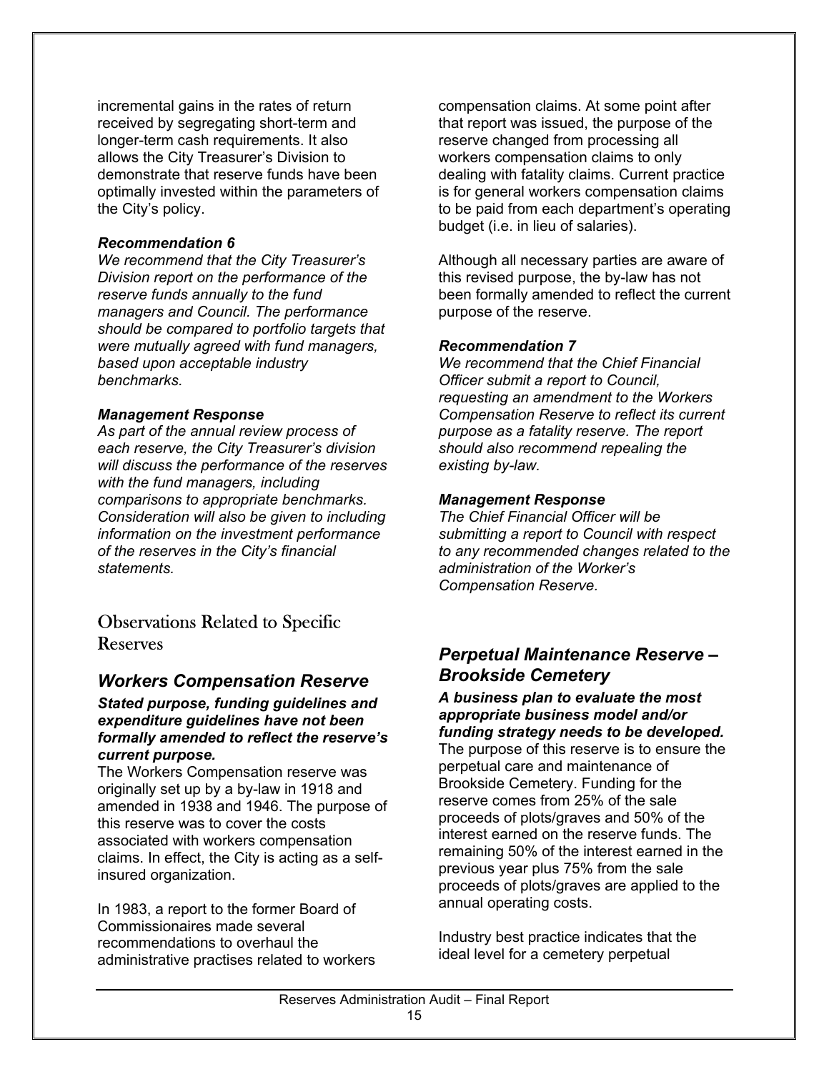incremental gains in the rates of return received by segregating short-term and longer-term cash requirements. It also allows the City Treasurer's Division to demonstrate that reserve funds have been optimally invested within the parameters of the City's policy.

***Recommendation 6***
*We recommend that the City Treasurer's Division report on the performance of the reserve funds annually to the fund managers and Council. The performance should be compared to portfolio targets that were mutually agreed with fund managers, based upon acceptable industry benchmarks.*

***Management Response***
*As part of the annual review process of each reserve, the City Treasurer's division will discuss the performance of the reserves with the fund managers, including comparisons to appropriate benchmarks. Consideration will also be given to including information on the investment performance of the reserves in the City's financial statements.*

## Observations Related to Specific Reserves

### *Workers Compensation Reserve*

***Stated purpose, funding guidelines and expenditure guidelines have not been formally amended to reflect the reserve's current purpose.***
The Workers Compensation reserve was originally set up by a by-law in 1918 and amended in 1938 and 1946. The purpose of this reserve was to cover the costs associated with workers compensation claims. In effect, the City is acting as a self-insured organization.

In 1983, a report to the former Board of Commissionaires made several recommendations to overhaul the administrative practises related to workers compensation claims. At some point after that report was issued, the purpose of the reserve changed from processing all workers compensation claims to only dealing with fatality claims. Current practice is for general workers compensation claims to be paid from each department's operating budget (i.e. in lieu of salaries).

Although all necessary parties are aware of this revised purpose, the by-law has not been formally amended to reflect the current purpose of the reserve.

***Recommendation 7***
*We recommend that the Chief Financial Officer submit a report to Council, requesting an amendment to the Workers Compensation Reserve to reflect its current purpose as a fatality reserve. The report should also recommend repealing the existing by-law.*

***Management Response***
*The Chief Financial Officer will be submitting a report to Council with respect to any recommended changes related to the administration of the Worker's Compensation Reserve.*

### *Perpetual Maintenance Reserve – Brookside Cemetery*

***A business plan to evaluate the most appropriate business model and/or funding strategy needs to be developed.***
The purpose of this reserve is to ensure the perpetual care and maintenance of Brookside Cemetery. Funding for the reserve comes from 25% of the sale proceeds of plots/graves and 50% of the interest earned on the reserve funds. The remaining 50% of the interest earned in the previous year plus 75% from the sale proceeds of plots/graves are applied to the annual operating costs.

Industry best practice indicates that the ideal level for a cemetery perpetual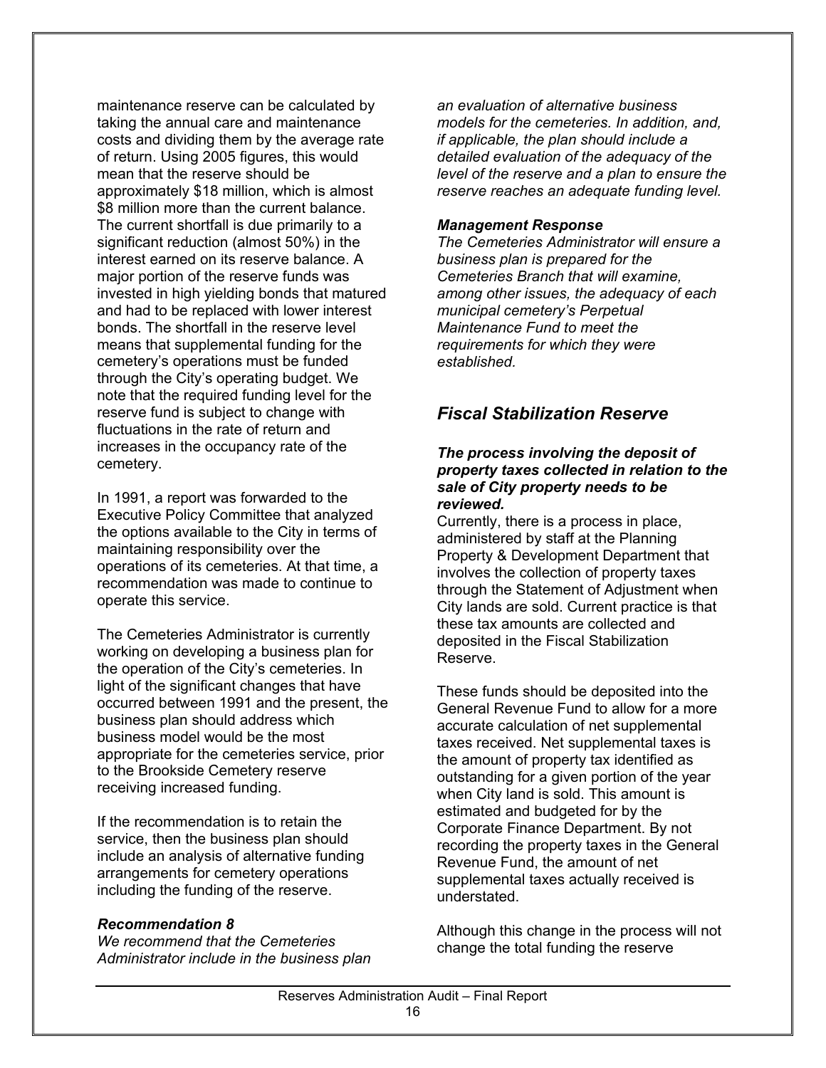maintenance reserve can be calculated by taking the annual care and maintenance costs and dividing them by the average rate of return. Using 2005 figures, this would mean that the reserve should be approximately $18 million, which is almost $8 million more than the current balance. The current shortfall is due primarily to a significant reduction (almost 50%) in the interest earned on its reserve balance. A major portion of the reserve funds was invested in high yielding bonds that matured and had to be replaced with lower interest bonds. The shortfall in the reserve level means that supplemental funding for the cemetery's operations must be funded through the City's operating budget. We note that the required funding level for the reserve fund is subject to change with fluctuations in the rate of return and increases in the occupancy rate of the cemetery.

In 1991, a report was forwarded to the Executive Policy Committee that analyzed the options available to the City in terms of maintaining responsibility over the operations of its cemeteries. At that time, a recommendation was made to continue to operate this service.

The Cemeteries Administrator is currently working on developing a business plan for the operation of the City's cemeteries. In light of the significant changes that have occurred between 1991 and the present, the business plan should address which business model would be the most appropriate for the cemeteries service, prior to the Brookside Cemetery reserve receiving increased funding.

If the recommendation is to retain the service, then the business plan should include an analysis of alternative funding arrangements for cemetery operations including the funding of the reserve.

***Recommendation 8***

*We recommend that the Cemeteries Administrator include in the business plan an evaluation of alternative business models for the cemeteries. In addition, and, if applicable, the plan should include a detailed evaluation of the adequacy of the level of the reserve and a plan to ensure the reserve reaches an adequate funding level.*

***Management Response***

*The Cemeteries Administrator will ensure a business plan is prepared for the Cemeteries Branch that will examine, among other issues, the adequacy of each municipal cemetery's Perpetual Maintenance Fund to meet the requirements for which they were established.*

## *Fiscal Stabilization Reserve*

***The process involving the deposit of property taxes collected in relation to the sale of City property needs to be reviewed.***

Currently, there is a process in place, administered by staff at the Planning Property & Development Department that involves the collection of property taxes through the Statement of Adjustment when City lands are sold. Current practice is that these tax amounts are collected and deposited in the Fiscal Stabilization Reserve.

These funds should be deposited into the General Revenue Fund to allow for a more accurate calculation of net supplemental taxes received. Net supplemental taxes is the amount of property tax identified as outstanding for a given portion of the year when City land is sold. This amount is estimated and budgeted for by the Corporate Finance Department. By not recording the property taxes in the General Revenue Fund, the amount of net supplemental taxes actually received is understated.

Although this change in the process will not change the total funding the reserve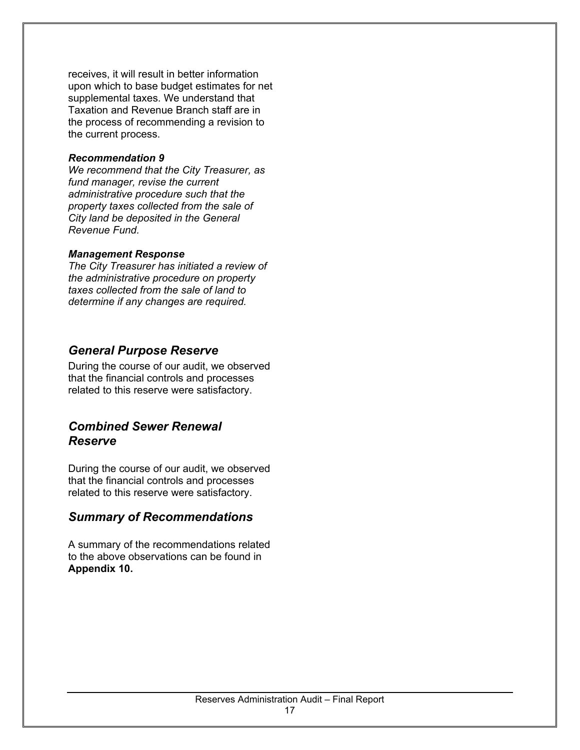receives, it will result in better information upon which to base budget estimates for net supplemental taxes. We understand that Taxation and Revenue Branch staff are in the process of recommending a revision to the current process.

***Recommendation 9***
*We recommend that the City Treasurer, as fund manager, revise the current administrative procedure such that the property taxes collected from the sale of City land be deposited in the General Revenue Fund.*

***Management Response***
*The City Treasurer has initiated a review of the administrative procedure on property taxes collected from the sale of land to determine if any changes are required.*

## *General Purpose Reserve*

During the course of our audit, we observed that the financial controls and processes related to this reserve were satisfactory.

## *Combined Sewer Renewal Reserve*

During the course of our audit, we observed that the financial controls and processes related to this reserve were satisfactory.

## *Summary of Recommendations*

A summary of the recommendations related to the above observations can be found in **Appendix 10.**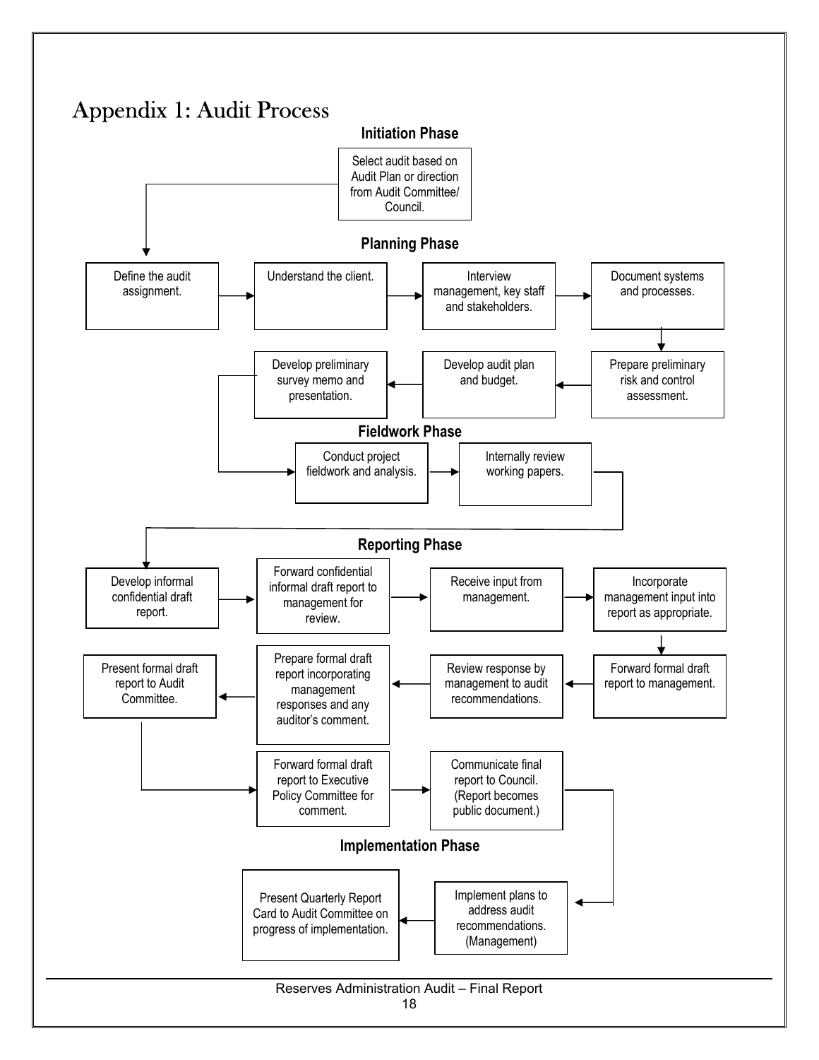# Appendix 1: Audit Process

### Initiation Phase

- Select audit based on Audit Plan or direction from Audit Committee/ Council.

### Planning Phase

- Define the audit assignment.
- Understand the client.
- Interview management, key staff and stakeholders.
- Document systems and processes.
- Prepare preliminary risk and control assessment.
- Develop audit plan and budget.
- Develop preliminary survey memo and presentation.

### Fieldwork Phase

- Conduct project fieldwork and analysis.
- Internally review working papers.

### Reporting Phase

- Develop informal confidential draft report.
- Forward confidential informal draft report to management for review.
- Receive input from management.
- Incorporate management input into report as appropriate.
- Forward formal draft report to management.
- Review response by management to audit recommendations.
- Prepare formal draft report incorporating management responses and any auditor's comment.
- Present formal draft report to Audit Committee.
- Forward formal draft report to Executive Policy Committee for comment.
- Communicate final report to Council. (Report becomes public document.)

### Implementation Phase

- Implement plans to address audit recommendations. (Management)
- Present Quarterly Report Card to Audit Committee on progress of implementation.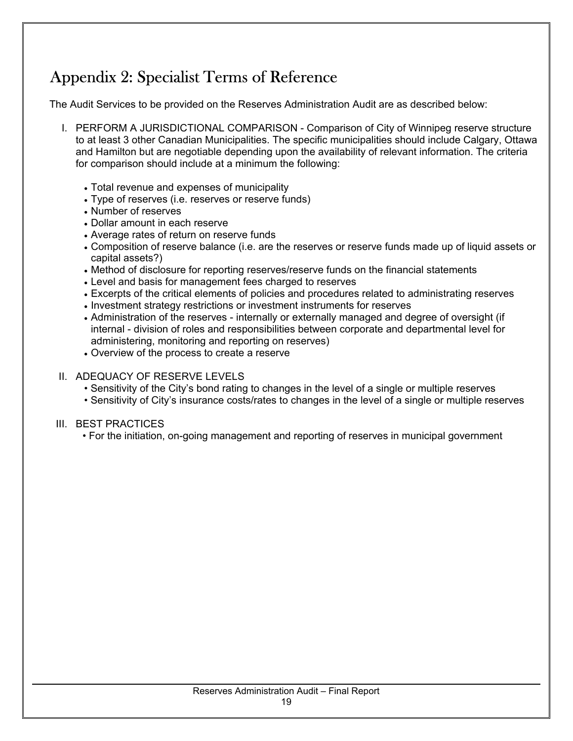# Appendix 2: Specialist Terms of Reference

The Audit Services to be provided on the Reserves Administration Audit are as described below:

I. PERFORM A JURISDICTIONAL COMPARISON - Comparison of City of Winnipeg reserve structure to at least 3 other Canadian Municipalities. The specific municipalities should include Calgary, Ottawa and Hamilton but are negotiable depending upon the availability of relevant information. The criteria for comparison should include at a minimum the following:

   - Total revenue and expenses of municipality
   - Type of reserves (i.e. reserves or reserve funds)
   - Number of reserves
   - Dollar amount in each reserve
   - Average rates of return on reserve funds
   - Composition of reserve balance (i.e. are the reserves or reserve funds made up of liquid assets or capital assets?)
   - Method of disclosure for reporting reserves/reserve funds on the financial statements
   - Level and basis for management fees charged to reserves
   - Excerpts of the critical elements of policies and procedures related to administrating reserves
   - Investment strategy restrictions or investment instruments for reserves
   - Administration of the reserves - internally or externally managed and degree of oversight (if internal - division of roles and responsibilities between corporate and departmental level for administering, monitoring and reporting on reserves)
   - Overview of the process to create a reserve

II. ADEQUACY OF RESERVE LEVELS

   - Sensitivity of the City's bond rating to changes in the level of a single or multiple reserves
   - Sensitivity of City's insurance costs/rates to changes in the level of a single or multiple reserves

III. BEST PRACTICES

   - For the initiation, on-going management and reporting of reserves in municipal government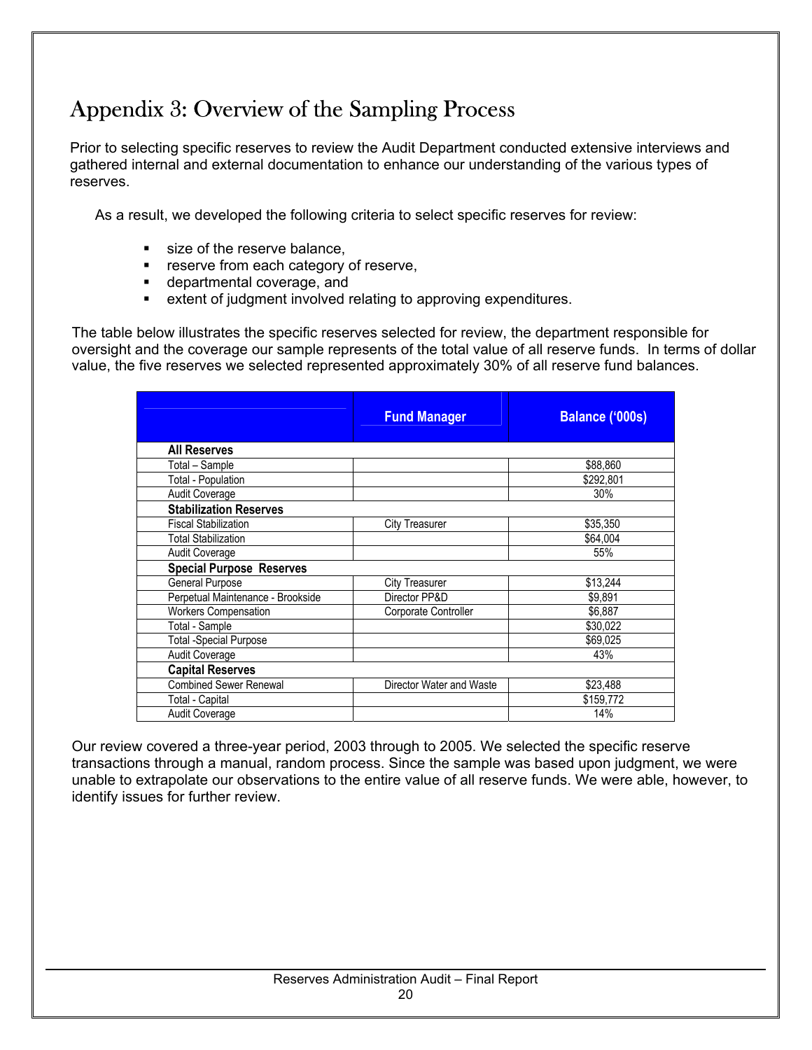# Appendix 3: Overview of the Sampling Process

Prior to selecting specific reserves to review the Audit Department conducted extensive interviews and gathered internal and external documentation to enhance our understanding of the various types of reserves.

As a result, we developed the following criteria to select specific reserves for review:

- size of the reserve balance,
- reserve from each category of reserve,
- departmental coverage, and
- extent of judgment involved relating to approving expenditures.

The table below illustrates the specific reserves selected for review, the department responsible for oversight and the coverage our sample represents of the total value of all reserve funds. In terms of dollar value, the five reserves we selected represented approximately 30% of all reserve fund balances.

| | Fund Manager | Balance ('000s) |
|---|---|---|
| **All Reserves** | | |
| Total – Sample | | $88,860 |
| Total - Population | | $292,801 |
| Audit Coverage | | 30% |
| **Stabilization Reserves** | | |
| Fiscal Stabilization | City Treasurer | $35,350 |
| Total Stabilization | | $64,004 |
| Audit Coverage | | 55% |
| **Special Purpose Reserves** | | |
| General Purpose | City Treasurer | $13,244 |
| Perpetual Maintenance - Brookside | Director PP&D | $9,891 |
| Workers Compensation | Corporate Controller | $6,887 |
| Total - Sample | | $30,022 |
| Total -Special Purpose | | $69,025 |
| Audit Coverage | | 43% |
| **Capital Reserves** | | |
| Combined Sewer Renewal | Director Water and Waste | $23,488 |
| Total - Capital | | $159,772 |
| Audit Coverage | | 14% |

Our review covered a three-year period, 2003 through to 2005. We selected the specific reserve transactions through a manual, random process. Since the sample was based upon judgment, we were unable to extrapolate our observations to the entire value of all reserve funds. We were able, however, to identify issues for further review.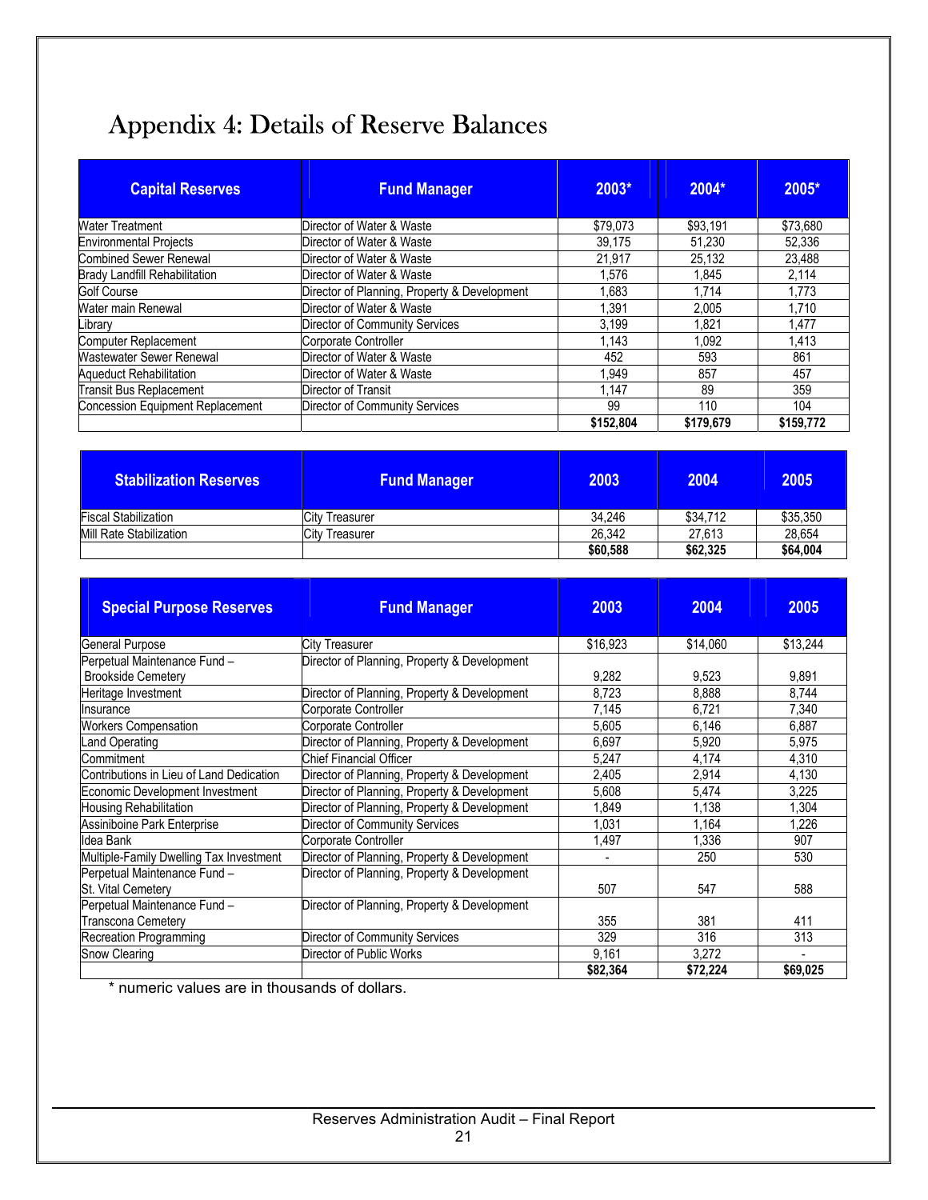# Appendix 4: Details of Reserve Balances

| Capital Reserves | Fund Manager | 2003* | 2004* | 2005* |
|---|---|---|---|---|
| Water Treatment | Director of Water & Waste | $79,073 | $93,191 | $73,680 |
| Environmental Projects | Director of Water & Waste | 39,175 | 51,230 | 52,336 |
| Combined Sewer Renewal | Director of Water & Waste | 21,917 | 25,132 | 23,488 |
| Brady Landfill Rehabilitation | Director of Water & Waste | 1,576 | 1,845 | 2,114 |
| Golf Course | Director of Planning, Property & Development | 1,683 | 1,714 | 1,773 |
| Water main Renewal | Director of Water & Waste | 1,391 | 2,005 | 1,710 |
| Library | Director of Community Services | 3,199 | 1,821 | 1,477 |
| Computer Replacement | Corporate Controller | 1,143 | 1,092 | 1,413 |
| Wastewater Sewer Renewal | Director of Water & Waste | 452 | 593 | 861 |
| Aqueduct Rehabilitation | Director of Water & Waste | 1,949 | 857 | 457 |
| Transit Bus Replacement | Director of Transit | 1,147 | 89 | 359 |
| Concession Equipment Replacement | Director of Community Services | 99 | 110 | 104 |
| | | **$152,804** | **$179,679** | **$159,772** |

| Stabilization Reserves | Fund Manager | 2003 | 2004 | 2005 |
|---|---|---|---|---|
| Fiscal Stabilization | City Treasurer | 34,246 | $34,712 | $35,350 |
| Mill Rate Stabilization | City Treasurer | 26,342 | 27,613 | 28,654 |
| | | **$60,588** | **$62,325** | **$64,004** |

| Special Purpose Reserves | Fund Manager | 2003 | 2004 | 2005 |
|---|---|---|---|---|
| General Purpose | City Treasurer | $16,923 | $14,060 | $13,244 |
| Perpetual Maintenance Fund – Brookside Cemetery | Director of Planning, Property & Development | 9,282 | 9,523 | 9,891 |
| Heritage Investment | Director of Planning, Property & Development | 8,723 | 8,888 | 8,744 |
| Insurance | Corporate Controller | 7,145 | 6,721 | 7,340 |
| Workers Compensation | Corporate Controller | 5,605 | 6,146 | 6,887 |
| Land Operating | Director of Planning, Property & Development | 6,697 | 5,920 | 5,975 |
| Commitment | Chief Financial Officer | 5,247 | 4,174 | 4,310 |
| Contributions in Lieu of Land Dedication | Director of Planning, Property & Development | 2,405 | 2,914 | 4,130 |
| Economic Development Investment | Director of Planning, Property & Development | 5,608 | 5,474 | 3,225 |
| Housing Rehabilitation | Director of Planning, Property & Development | 1,849 | 1,138 | 1,304 |
| Assiniboine Park Enterprise | Director of Community Services | 1,031 | 1,164 | 1,226 |
| Idea Bank | Corporate Controller | 1,497 | 1,336 | 907 |
| Multiple-Family Dwelling Tax Investment | Director of Planning, Property & Development | - | 250 | 530 |
| Perpetual Maintenance Fund – St. Vital Cemetery | Director of Planning, Property & Development | 507 | 547 | 588 |
| Perpetual Maintenance Fund – Transcona Cemetery | Director of Planning, Property & Development | 355 | 381 | 411 |
| Recreation Programming | Director of Community Services | 329 | 316 | 313 |
| Snow Clearing | Director of Public Works | 9,161 | 3,272 | - |
| | | **$82,364** | **$72,224** | **$69,025** |

\* numeric values are in thousands of dollars.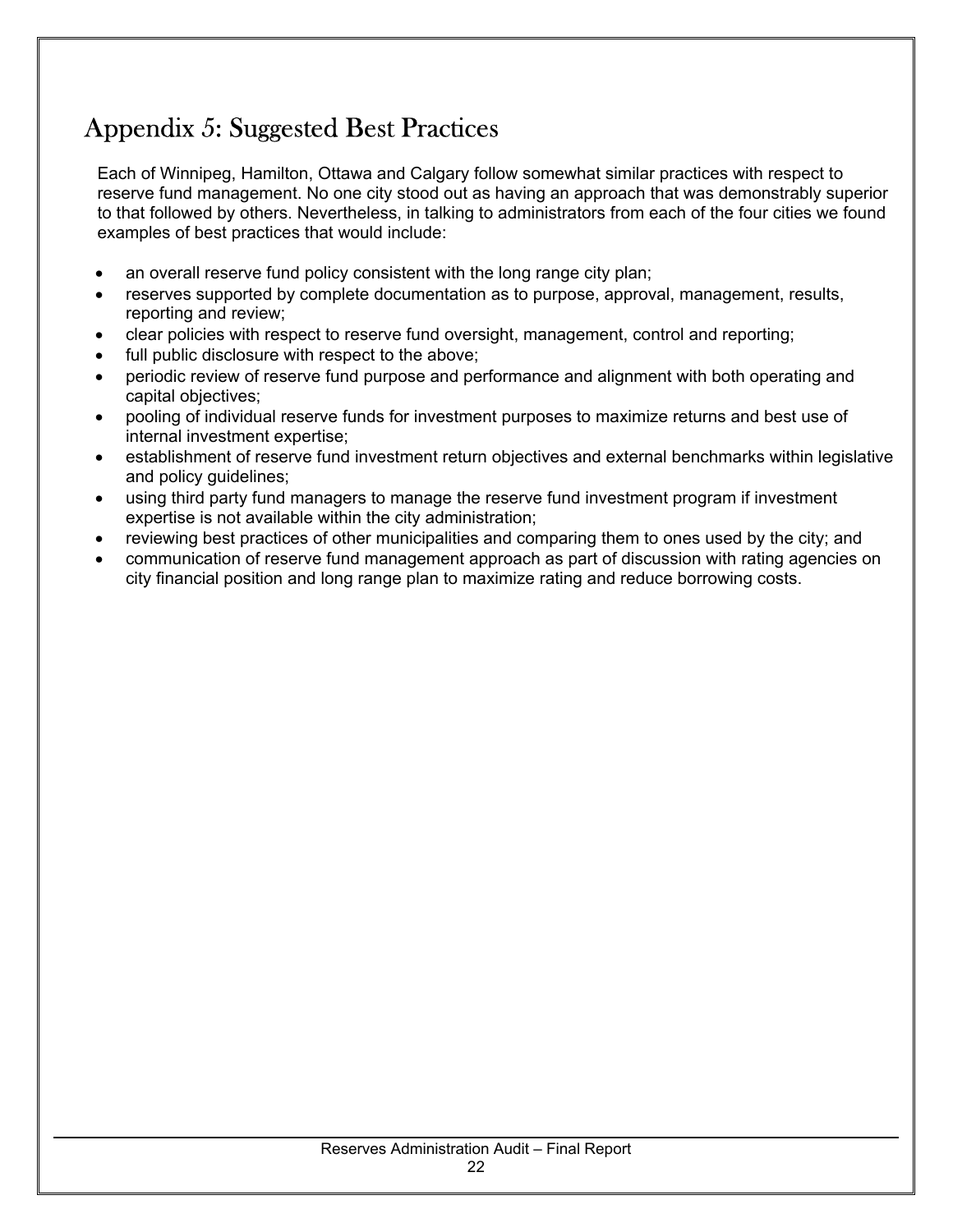# Appendix 5: Suggested Best Practices

Each of Winnipeg, Hamilton, Ottawa and Calgary follow somewhat similar practices with respect to reserve fund management. No one city stood out as having an approach that was demonstrably superior to that followed by others. Nevertheless, in talking to administrators from each of the four cities we found examples of best practices that would include:

- an overall reserve fund policy consistent with the long range city plan;
- reserves supported by complete documentation as to purpose, approval, management, results, reporting and review;
- clear policies with respect to reserve fund oversight, management, control and reporting;
- full public disclosure with respect to the above;
- periodic review of reserve fund purpose and performance and alignment with both operating and capital objectives;
- pooling of individual reserve funds for investment purposes to maximize returns and best use of internal investment expertise;
- establishment of reserve fund investment return objectives and external benchmarks within legislative and policy guidelines;
- using third party fund managers to manage the reserve fund investment program if investment expertise is not available within the city administration;
- reviewing best practices of other municipalities and comparing them to ones used by the city; and
- communication of reserve fund management approach as part of discussion with rating agencies on city financial position and long range plan to maximize rating and reduce borrowing costs.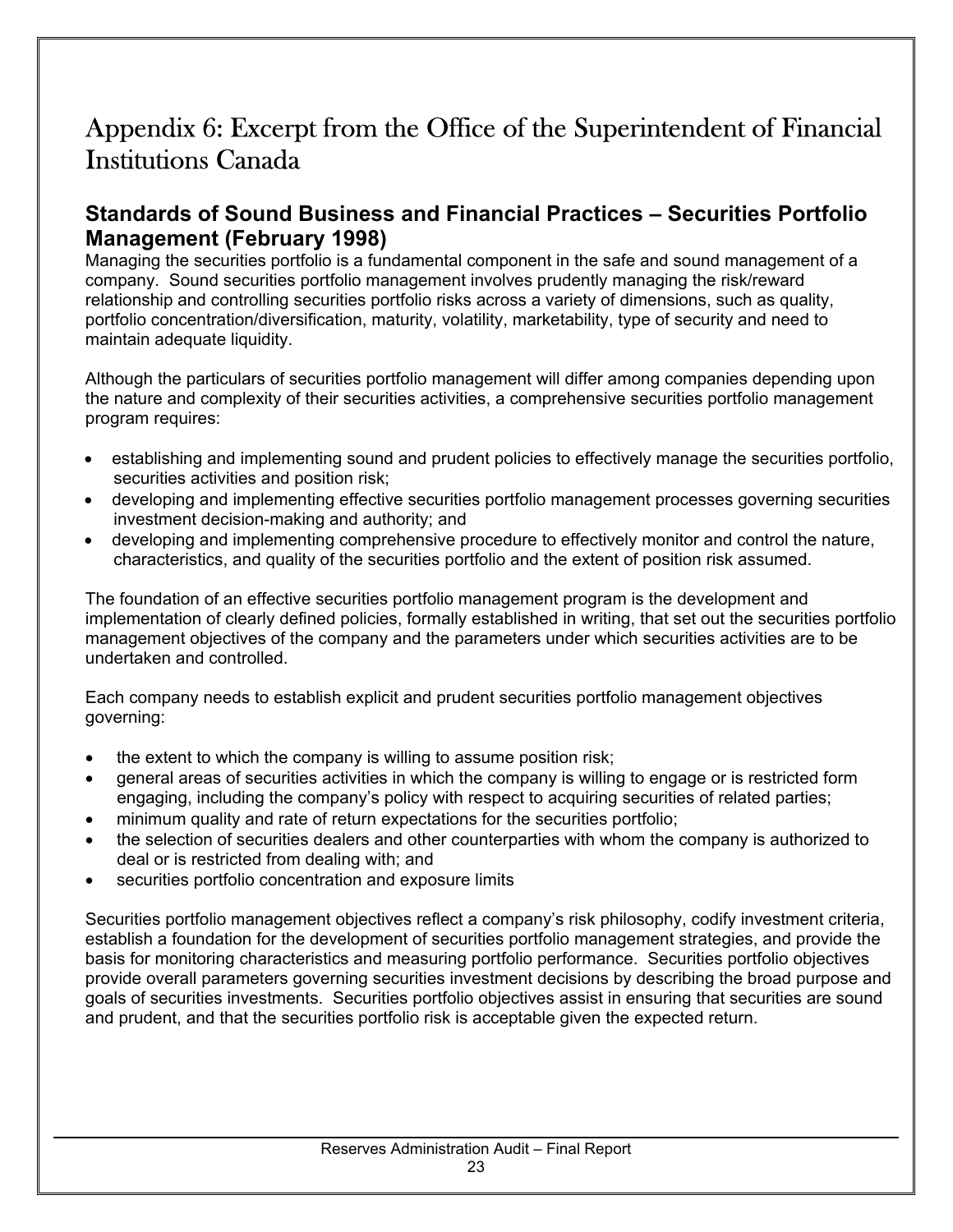# Appendix 6: Excerpt from the Office of the Superintendent of Financial Institutions Canada

## Standards of Sound Business and Financial Practices – Securities Portfolio Management (February 1998)

Managing the securities portfolio is a fundamental component in the safe and sound management of a company. Sound securities portfolio management involves prudently managing the risk/reward relationship and controlling securities portfolio risks across a variety of dimensions, such as quality, portfolio concentration/diversification, maturity, volatility, marketability, type of security and need to maintain adequate liquidity.

Although the particulars of securities portfolio management will differ among companies depending upon the nature and complexity of their securities activities, a comprehensive securities portfolio management program requires:

- establishing and implementing sound and prudent policies to effectively manage the securities portfolio, securities activities and position risk;
- developing and implementing effective securities portfolio management processes governing securities investment decision-making and authority; and
- developing and implementing comprehensive procedure to effectively monitor and control the nature, characteristics, and quality of the securities portfolio and the extent of position risk assumed.

The foundation of an effective securities portfolio management program is the development and implementation of clearly defined policies, formally established in writing, that set out the securities portfolio management objectives of the company and the parameters under which securities activities are to be undertaken and controlled.

Each company needs to establish explicit and prudent securities portfolio management objectives governing:

- the extent to which the company is willing to assume position risk;
- general areas of securities activities in which the company is willing to engage or is restricted form engaging, including the company's policy with respect to acquiring securities of related parties;
- minimum quality and rate of return expectations for the securities portfolio;
- the selection of securities dealers and other counterparties with whom the company is authorized to deal or is restricted from dealing with; and
- securities portfolio concentration and exposure limits

Securities portfolio management objectives reflect a company's risk philosophy, codify investment criteria, establish a foundation for the development of securities portfolio management strategies, and provide the basis for monitoring characteristics and measuring portfolio performance. Securities portfolio objectives provide overall parameters governing securities investment decisions by describing the broad purpose and goals of securities investments. Securities portfolio objectives assist in ensuring that securities are sound and prudent, and that the securities portfolio risk is acceptable given the expected return.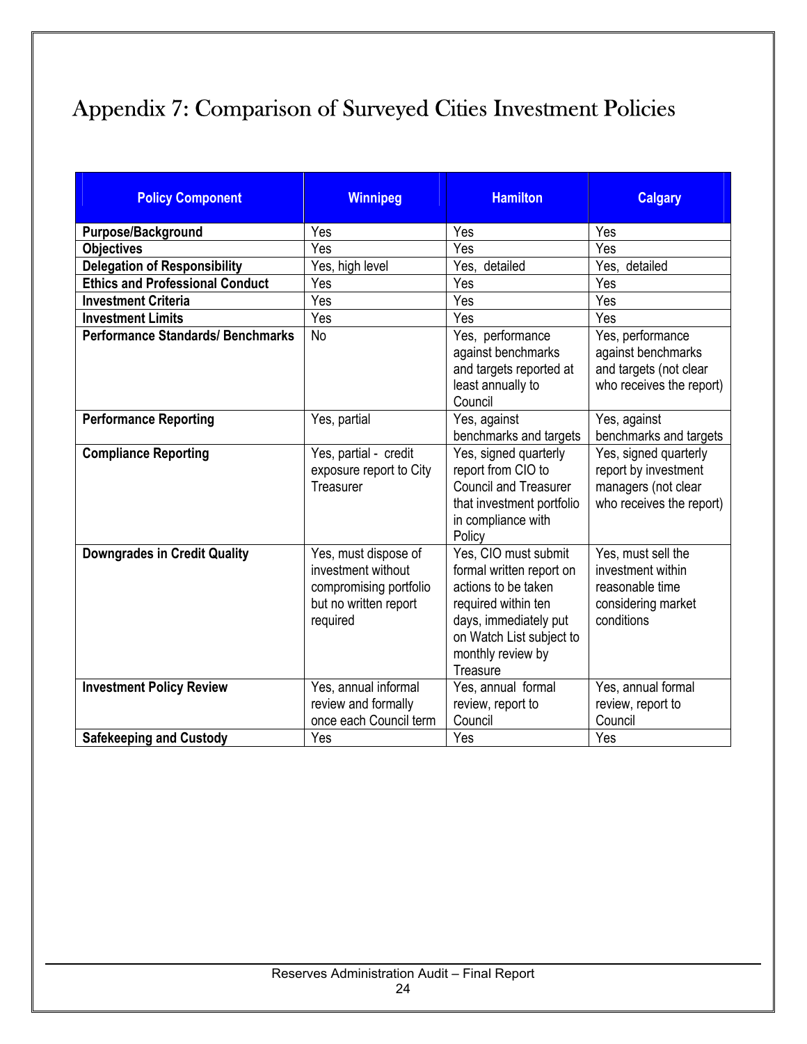# Appendix 7: Comparison of Surveyed Cities Investment Policies

| Policy Component | Winnipeg | Hamilton | Calgary |
|---|---|---|---|
| **Purpose/Background** | Yes | Yes | Yes |
| **Objectives** | Yes | Yes | Yes |
| **Delegation of Responsibility** | Yes, high level | Yes, detailed | Yes, detailed |
| **Ethics and Professional Conduct** | Yes | Yes | Yes |
| **Investment Criteria** | Yes | Yes | Yes |
| **Investment Limits** | Yes | Yes | Yes |
| **Performance Standards/ Benchmarks** | No | Yes, performance against benchmarks and targets reported at least annually to Council | Yes, performance against benchmarks and targets (not clear who receives the report) |
| **Performance Reporting** | Yes, partial | Yes, against benchmarks and targets | Yes, against benchmarks and targets |
| **Compliance Reporting** | Yes, partial - credit exposure report to City Treasurer | Yes, signed quarterly report from CIO to Council and Treasurer that investment portfolio in compliance with Policy | Yes, signed quarterly report by investment managers (not clear who receives the report) |
| **Downgrades in Credit Quality** | Yes, must dispose of investment without compromising portfolio but no written report required | Yes, CIO must submit formal written report on actions to be taken required within ten days, immediately put on Watch List subject to monthly review by Treasure | Yes, must sell the investment within reasonable time considering market conditions |
| **Investment Policy Review** | Yes, annual informal review and formally once each Council term | Yes, annual formal review, report to Council | Yes, annual formal review, report to Council |
| **Safekeeping and Custody** | Yes | Yes | Yes |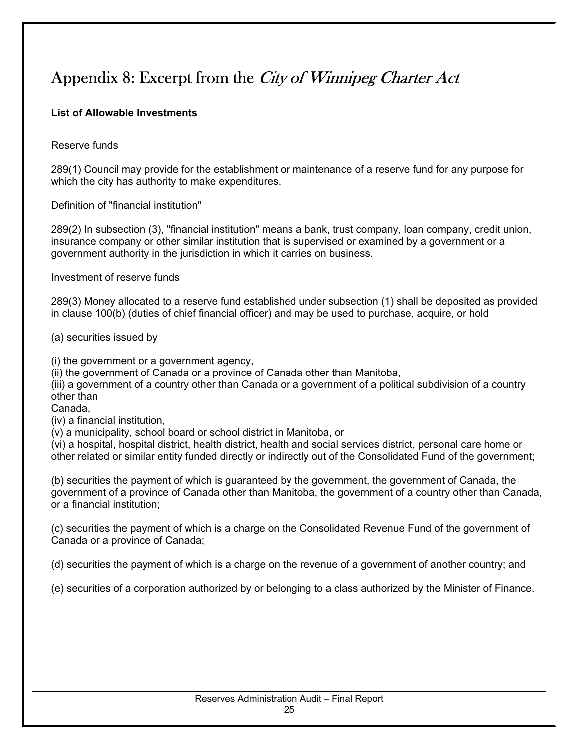# Appendix 8: Excerpt from the *City of Winnipeg Charter Act*

**List of Allowable Investments**

Reserve funds

289(1) Council may provide for the establishment or maintenance of a reserve fund for any purpose for which the city has authority to make expenditures.

Definition of "financial institution"

289(2) In subsection (3), "financial institution" means a bank, trust company, loan company, credit union, insurance company or other similar institution that is supervised or examined by a government or a government authority in the jurisdiction in which it carries on business.

Investment of reserve funds

289(3) Money allocated to a reserve fund established under subsection (1) shall be deposited as provided in clause 100(b) (duties of chief financial officer) and may be used to purchase, acquire, or hold

(a) securities issued by

(i) the government or a government agency,
(ii) the government of Canada or a province of Canada other than Manitoba,
(iii) a government of a country other than Canada or a government of a political subdivision of a country other than
Canada,
(iv) a financial institution,
(v) a municipality, school board or school district in Manitoba, or
(vi) a hospital, hospital district, health district, health and social services district, personal care home or other related or similar entity funded directly or indirectly out of the Consolidated Fund of the government;

(b) securities the payment of which is guaranteed by the government, the government of Canada, the government of a province of Canada other than Manitoba, the government of a country other than Canada, or a financial institution;

(c) securities the payment of which is a charge on the Consolidated Revenue Fund of the government of Canada or a province of Canada;

(d) securities the payment of which is a charge on the revenue of a government of another country; and

(e) securities of a corporation authorized by or belonging to a class authorized by the Minister of Finance.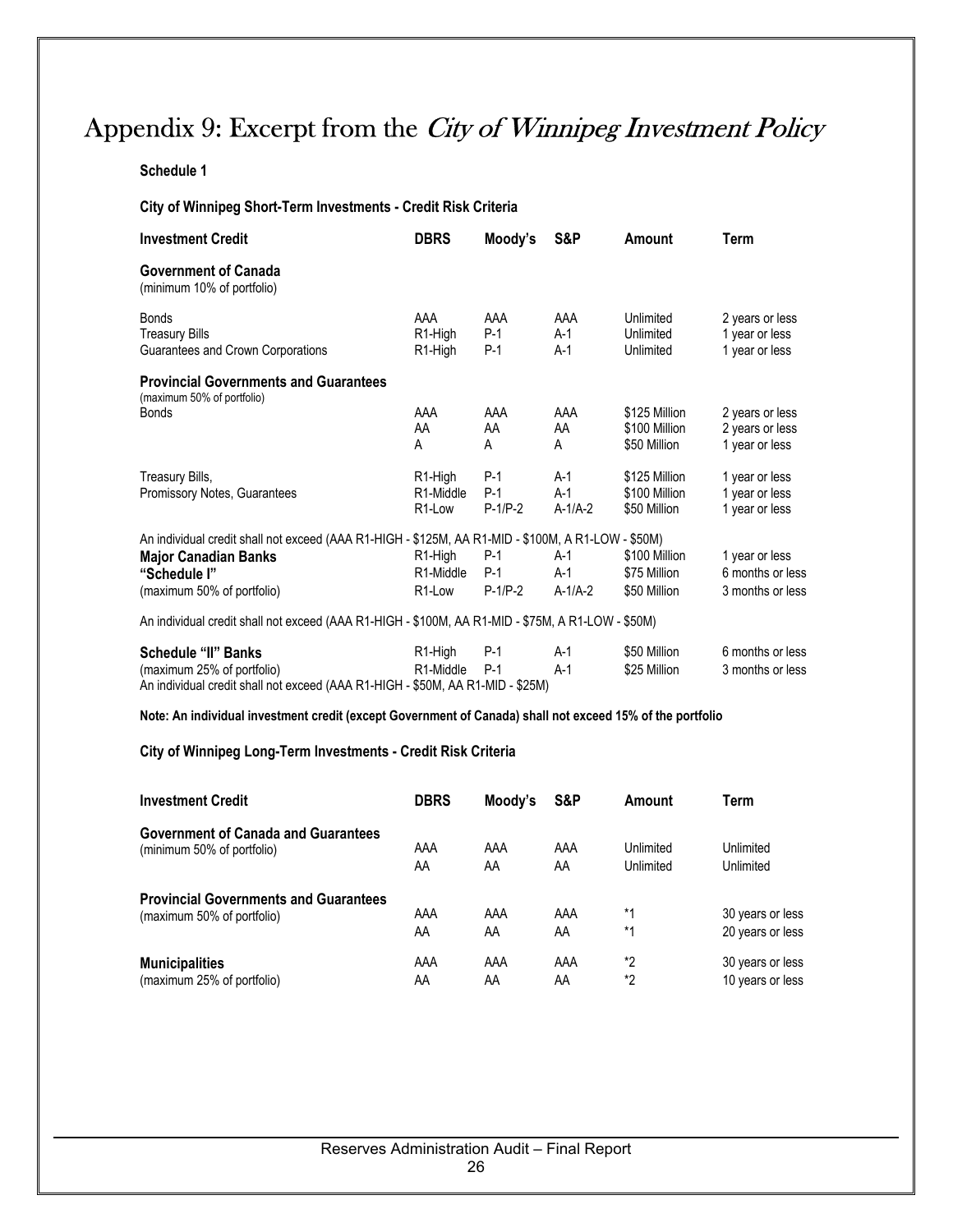# Appendix 9: Excerpt from the *City of Winnipeg Investment Policy*

**Schedule 1**

**City of Winnipeg Short-Term Investments - Credit Risk Criteria**

| Investment Credit | DBRS | Moody's | S&P | Amount | Term |
|---|---|---|---|---|---|
| **Government of Canada** (minimum 10% of portfolio) | | | | | |
| Bonds | AAA | AAA | AAA | Unlimited | 2 years or less |
| Treasury Bills | R1-High | P-1 | A-1 | Unlimited | 1 year or less |
| Guarantees and Crown Corporations | R1-High | P-1 | A-1 | Unlimited | 1 year or less |
| **Provincial Governments and Guarantees** (maximum 50% of portfolio) | | | | | |
| Bonds | AAA | AAA | AAA | \$125 Million | 2 years or less |
| | AA | AA | AA | \$100 Million | 2 years or less |
| | A | A | A | \$50 Million | 1 year or less |
| Treasury Bills, Promissory Notes, Guarantees | R1-High | P-1 | A-1 | \$125 Million | 1 year or less |
| | R1-Middle | P-1 | A-1 | \$100 Million | 1 year or less |
| | R1-Low | P-1/P-2 | A-1/A-2 | \$50 Million | 1 year or less |
| An individual credit shall not exceed (AAA R1-HIGH - \$125M, AA R1-MID - \$100M, A R1-LOW - \$50M) | | | | | |
| **Major Canadian Banks "Schedule I"** (maximum 50% of portfolio) | R1-High | P-1 | A-1 | \$100 Million | 1 year or less |
| | R1-Middle | P-1 | A-1 | \$75 Million | 6 months or less |
| | R1-Low | P-1/P-2 | A-1/A-2 | \$50 Million | 3 months or less |
| An individual credit shall not exceed (AAA R1-HIGH - \$100M, AA R1-MID - \$75M, A R1-LOW - \$50M) | | | | | |
| **Schedule "II" Banks** (maximum 25% of portfolio) | R1-High | P-1 | A-1 | \$50 Million | 6 months or less |
| | R1-Middle | P-1 | A-1 | \$25 Million | 3 months or less |
| An individual credit shall not exceed (AAA R1-HIGH - \$50M, AA R1-MID - \$25M) | | | | | |

**Note: An individual investment credit (except Government of Canada) shall not exceed 15% of the portfolio**

**City of Winnipeg Long-Term Investments - Credit Risk Criteria**

| Investment Credit | DBRS | Moody's | S&P | Amount | Term |
|---|---|---|---|---|---|
| **Government of Canada and Guarantees** (minimum 50% of portfolio) | AAA | AAA | AAA | Unlimited | Unlimited |
| | AA | AA | AA | Unlimited | Unlimited |
| **Provincial Governments and Guarantees** (maximum 50% of portfolio) | AAA | AAA | AAA | *1 | 30 years or less |
| | AA | AA | AA | *1 | 20 years or less |
| **Municipalities** (maximum 25% of portfolio) | AAA | AAA | AAA | *2 | 30 years or less |
| | AA | AA | AA | *2 | 10 years or less |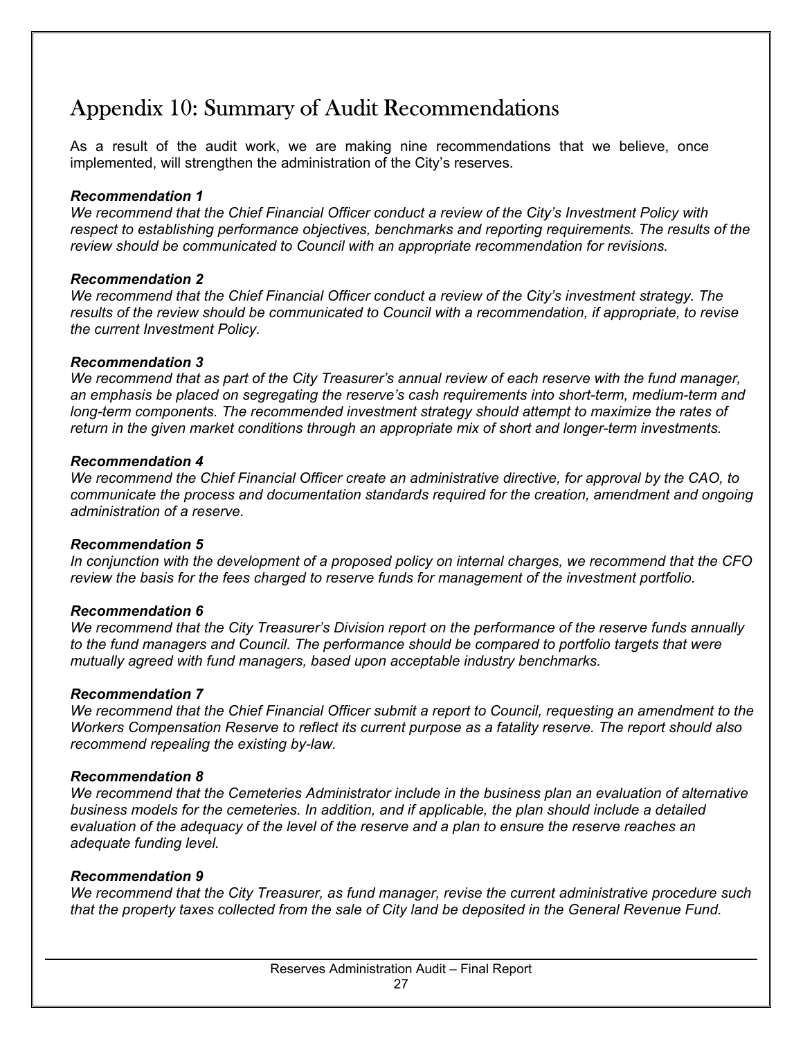# Appendix 10: Summary of Audit Recommendations

As a result of the audit work, we are making nine recommendations that we believe, once implemented, will strengthen the administration of the City's reserves.

***Recommendation 1***
*We recommend that the Chief Financial Officer conduct a review of the City's Investment Policy with respect to establishing performance objectives, benchmarks and reporting requirements. The results of the review should be communicated to Council with an appropriate recommendation for revisions.*

***Recommendation 2***
*We recommend that the Chief Financial Officer conduct a review of the City's investment strategy. The results of the review should be communicated to Council with a recommendation, if appropriate, to revise the current Investment Policy.*

***Recommendation 3***
*We recommend that as part of the City Treasurer's annual review of each reserve with the fund manager, an emphasis be placed on segregating the reserve's cash requirements into short-term, medium-term and long-term components. The recommended investment strategy should attempt to maximize the rates of return in the given market conditions through an appropriate mix of short and longer-term investments.*

***Recommendation 4***
*We recommend the Chief Financial Officer create an administrative directive, for approval by the CAO, to communicate the process and documentation standards required for the creation, amendment and ongoing administration of a reserve.*

***Recommendation 5***
*In conjunction with the development of a proposed policy on internal charges, we recommend that the CFO review the basis for the fees charged to reserve funds for management of the investment portfolio.*

***Recommendation 6***
*We recommend that the City Treasurer's Division report on the performance of the reserve funds annually to the fund managers and Council. The performance should be compared to portfolio targets that were mutually agreed with fund managers, based upon acceptable industry benchmarks.*

***Recommendation 7***
*We recommend that the Chief Financial Officer submit a report to Council, requesting an amendment to the Workers Compensation Reserve to reflect its current purpose as a fatality reserve. The report should also recommend repealing the existing by-law.*

***Recommendation 8***
*We recommend that the Cemeteries Administrator include in the business plan an evaluation of alternative business models for the cemeteries. In addition, and if applicable, the plan should include a detailed evaluation of the adequacy of the level of the reserve and a plan to ensure the reserve reaches an adequate funding level.*

***Recommendation 9***
*We recommend that the City Treasurer, as fund manager, revise the current administrative procedure such that the property taxes collected from the sale of City land be deposited in the General Revenue Fund.*